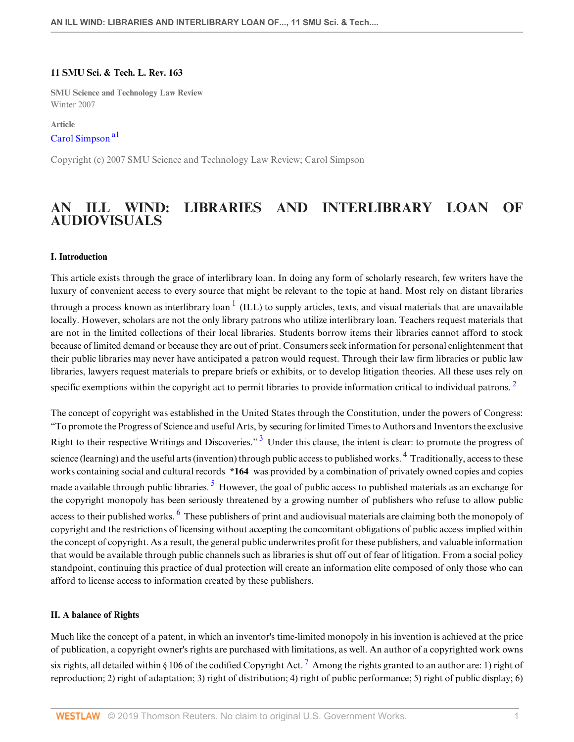**11 SMU Sci. & Tech. L. Rev. 163**

**SMU Science and Technology Law Review**
Winter 2007

**Article**
Carol Simpson [a1]

Copyright (c) 2007 SMU Science and Technology Law Review; Carol Simpson

# AN ILL WIND: LIBRARIES AND INTERLIBRARY LOAN OF AUDIOVISUALS

### I. Introduction

This article exists through the grace of interlibrary loan. In doing any form of scholarly research, few writers have the luxury of convenient access to every source that might be relevant to the topic at hand. Most rely on distant libraries through a process known as interlibrary loan [1] (ILL) to supply articles, texts, and visual materials that are unavailable locally. However, scholars are not the only library patrons who utilize interlibrary loan. Teachers request materials that are not in the limited collections of their local libraries. Students borrow items their libraries cannot afford to stock because of limited demand or because they are out of print. Consumers seek information for personal enlightenment that their public libraries may never have anticipated a patron would request. Through their law firm libraries or public law libraries, lawyers request materials to prepare briefs or exhibits, or to develop litigation theories. All these uses rely on specific exemptions within the copyright act to permit libraries to provide information critical to individual patrons. [2]

The concept of copyright was established in the United States through the Constitution, under the powers of Congress: "To promote the Progress of Science and useful Arts, by securing for limited Times to Authors and Inventors the exclusive Right to their respective Writings and Discoveries." [3] Under this clause, the intent is clear: to promote the progress of science (learning) and the useful arts (invention) through public access to published works. [4] Traditionally, access to these works containing social and cultural records **\*164** was provided by a combination of privately owned copies and copies made available through public libraries. [5] However, the goal of public access to published materials as an exchange for the copyright monopoly has been seriously threatened by a growing number of publishers who refuse to allow public access to their published works. [6] These publishers of print and audiovisual materials are claiming both the monopoly of copyright and the restrictions of licensing without accepting the concomitant obligations of public access implied within the concept of copyright. As a result, the general public underwrites profit for these publishers, and valuable information that would be available through public channels such as libraries is shut off out of fear of litigation. From a social policy standpoint, continuing this practice of dual protection will create an information elite composed of only those who can afford to license access to information created by these publishers.

### II. A balance of Rights

Much like the concept of a patent, in which an inventor's time-limited monopoly in his invention is achieved at the price of publication, a copyright owner's rights are purchased with limitations, as well. An author of a copyrighted work owns six rights, all detailed within § 106 of the codified Copyright Act. [7] Among the rights granted to an author are: 1) right of reproduction; 2) right of adaptation; 3) right of distribution; 4) right of public performance; 5) right of public display; 6)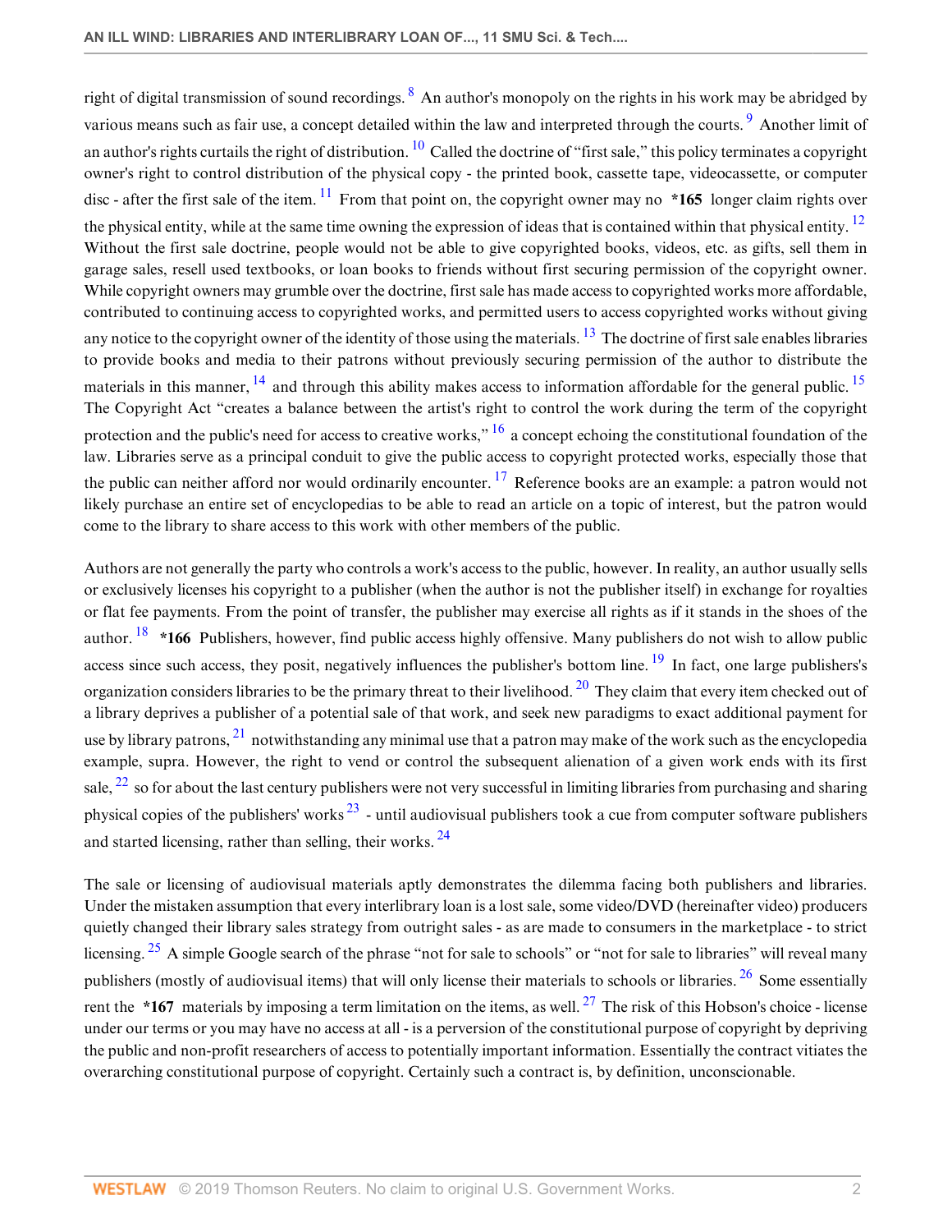right of digital transmission of sound recordings. [8] An author's monopoly on the rights in his work may be abridged by various means such as fair use, a concept detailed within the law and interpreted through the courts. [9] Another limit of an author's rights curtails the right of distribution. [10] Called the doctrine of "first sale," this policy terminates a copyright owner's right to control distribution of the physical copy - the printed book, cassette tape, videocassette, or computer disc - after the first sale of the item. [11] From that point on, the copyright owner may no **\*165** longer claim rights over the physical entity, while at the same time owning the expression of ideas that is contained within that physical entity. [12] Without the first sale doctrine, people would not be able to give copyrighted books, videos, etc. as gifts, sell them in garage sales, resell used textbooks, or loan books to friends without first securing permission of the copyright owner. While copyright owners may grumble over the doctrine, first sale has made access to copyrighted works more affordable, contributed to continuing access to copyrighted works, and permitted users to access copyrighted works without giving any notice to the copyright owner of the identity of those using the materials. [13] The doctrine of first sale enables libraries to provide books and media to their patrons without previously securing permission of the author to distribute the materials in this manner, [14] and through this ability makes access to information affordable for the general public. [15] The Copyright Act "creates a balance between the artist's right to control the work during the term of the copyright protection and the public's need for access to creative works," [16] a concept echoing the constitutional foundation of the law. Libraries serve as a principal conduit to give the public access to copyright protected works, especially those that the public can neither afford nor would ordinarily encounter. [17] Reference books are an example: a patron would not likely purchase an entire set of encyclopedias to be able to read an article on a topic of interest, but the patron would come to the library to share access to this work with other members of the public.

Authors are not generally the party who controls a work's access to the public, however. In reality, an author usually sells or exclusively licenses his copyright to a publisher (when the author is not the publisher itself) in exchange for royalties or flat fee payments. From the point of transfer, the publisher may exercise all rights as if it stands in the shoes of the author. [18] **\*166** Publishers, however, find public access highly offensive. Many publishers do not wish to allow public access since such access, they posit, negatively influences the publisher's bottom line. [19] In fact, one large publishers's organization considers libraries to be the primary threat to their livelihood. [20] They claim that every item checked out of a library deprives a publisher of a potential sale of that work, and seek new paradigms to exact additional payment for use by library patrons, [21] notwithstanding any minimal use that a patron may make of the work such as the encyclopedia example, supra. However, the right to vend or control the subsequent alienation of a given work ends with its first sale, [22] so for about the last century publishers were not very successful in limiting libraries from purchasing and sharing physical copies of the publishers' works [23] - until audiovisual publishers took a cue from computer software publishers and started licensing, rather than selling, their works. [24]

The sale or licensing of audiovisual materials aptly demonstrates the dilemma facing both publishers and libraries. Under the mistaken assumption that every interlibrary loan is a lost sale, some video/DVD (hereinafter video) producers quietly changed their library sales strategy from outright sales - as are made to consumers in the marketplace - to strict licensing. [25] A simple Google search of the phrase "not for sale to schools" or "not for sale to libraries" will reveal many publishers (mostly of audiovisual items) that will only license their materials to schools or libraries. [26] Some essentially rent the **\*167** materials by imposing a term limitation on the items, as well. [27] The risk of this Hobson's choice - license under our terms or you may have no access at all - is a perversion of the constitutional purpose of copyright by depriving the public and non-profit researchers of access to potentially important information. Essentially the contract vitiates the overarching constitutional purpose of copyright. Certainly such a contract is, by definition, unconscionable.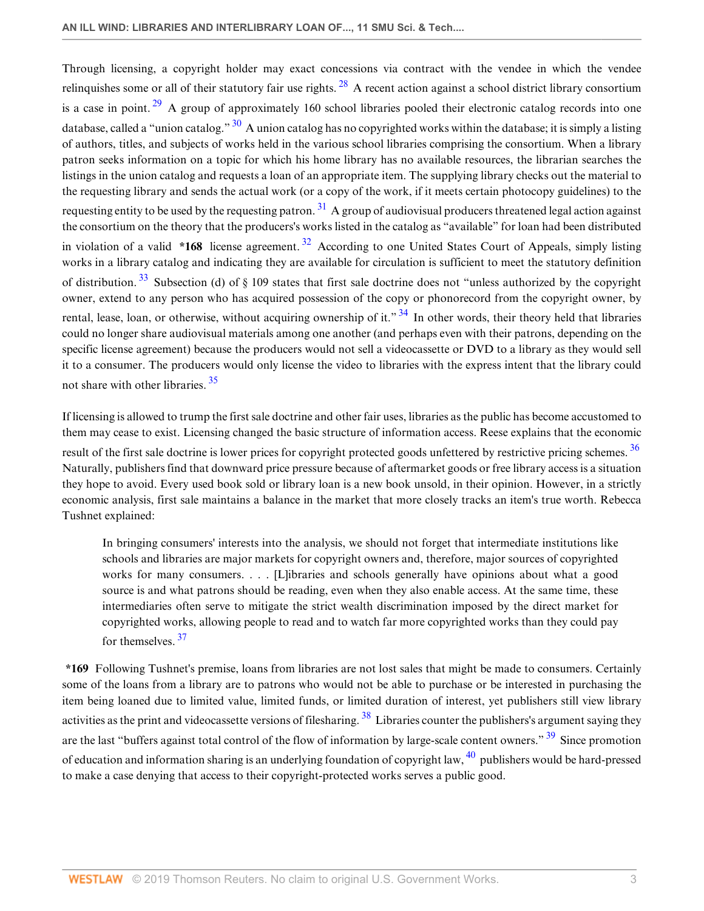Through licensing, a copyright holder may exact concessions via contract with the vendee in which the vendee relinquishes some or all of their statutory fair use rights. [28] A recent action against a school district library consortium is a case in point. [29] A group of approximately 160 school libraries pooled their electronic catalog records into one database, called a "union catalog." [30] A union catalog has no copyrighted works within the database; it is simply a listing of authors, titles, and subjects of works held in the various school libraries comprising the consortium. When a library patron seeks information on a topic for which his home library has no available resources, the librarian searches the listings in the union catalog and requests a loan of an appropriate item. The supplying library checks out the material to the requesting library and sends the actual work (or a copy of the work, if it meets certain photocopy guidelines) to the requesting entity to be used by the requesting patron. [31] A group of audiovisual producers threatened legal action against the consortium on the theory that the producers's works listed in the catalog as "available" for loan had been distributed in violation of a valid **\*168** license agreement. [32] According to one United States Court of Appeals, simply listing works in a library catalog and indicating they are available for circulation is sufficient to meet the statutory definition of distribution. [33] Subsection (d) of § 109 states that first sale doctrine does not "unless authorized by the copyright owner, extend to any person who has acquired possession of the copy or phonorecord from the copyright owner, by rental, lease, loan, or otherwise, without acquiring ownership of it." [34] In other words, their theory held that libraries could no longer share audiovisual materials among one another (and perhaps even with their patrons, depending on the specific license agreement) because the producers would not sell a videocassette or DVD to a library as they would sell it to a consumer. The producers would only license the video to libraries with the express intent that the library could not share with other libraries. [35]

If licensing is allowed to trump the first sale doctrine and other fair uses, libraries as the public has become accustomed to them may cease to exist. Licensing changed the basic structure of information access. Reese explains that the economic result of the first sale doctrine is lower prices for copyright protected goods unfettered by restrictive pricing schemes. [36] Naturally, publishers find that downward price pressure because of aftermarket goods or free library access is a situation they hope to avoid. Every used book sold or library loan is a new book unsold, in their opinion. However, in a strictly economic analysis, first sale maintains a balance in the market that more closely tracks an item's true worth. Rebecca Tushnet explained:

> In bringing consumers' interests into the analysis, we should not forget that intermediate institutions like schools and libraries are major markets for copyright owners and, therefore, major sources of copyrighted works for many consumers. . . . [L]ibraries and schools generally have opinions about what a good source is and what patrons should be reading, even when they also enable access. At the same time, these intermediaries often serve to mitigate the strict wealth discrimination imposed by the direct market for copyrighted works, allowing people to read and to watch far more copyrighted works than they could pay for themselves. [37]

**\*169** Following Tushnet's premise, loans from libraries are not lost sales that might be made to consumers. Certainly some of the loans from a library are to patrons who would not be able to purchase or be interested in purchasing the item being loaned due to limited value, limited funds, or limited duration of interest, yet publishers still view library activities as the print and videocassette versions of filesharing. [38] Libraries counter the publishers's argument saying they are the last "buffers against total control of the flow of information by large-scale content owners." [39] Since promotion of education and information sharing is an underlying foundation of copyright law, [40] publishers would be hard-pressed to make a case denying that access to their copyright-protected works serves a public good.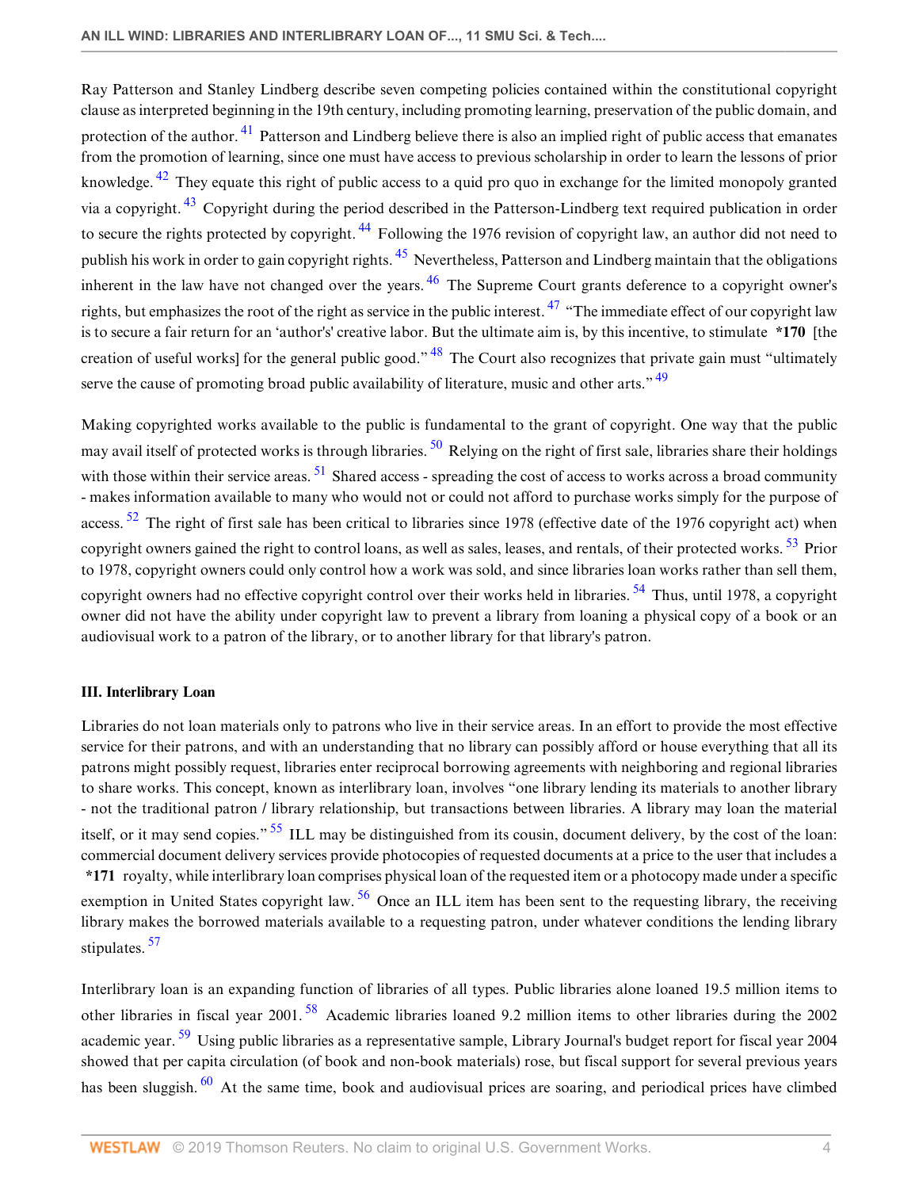Ray Patterson and Stanley Lindberg describe seven competing policies contained within the constitutional copyright clause as interpreted beginning in the 19th century, including promoting learning, preservation of the public domain, and protection of the author. [41] Patterson and Lindberg believe there is also an implied right of public access that emanates from the promotion of learning, since one must have access to previous scholarship in order to learn the lessons of prior knowledge. [42] They equate this right of public access to a quid pro quo in exchange for the limited monopoly granted via a copyright. [43] Copyright during the period described in the Patterson-Lindberg text required publication in order to secure the rights protected by copyright. [44] Following the 1976 revision of copyright law, an author did not need to publish his work in order to gain copyright rights. [45] Nevertheless, Patterson and Lindberg maintain that the obligations inherent in the law have not changed over the years. [46] The Supreme Court grants deference to a copyright owner's rights, but emphasizes the root of the right as service in the public interest. [47] "The immediate effect of our copyright law is to secure a fair return for an 'author's' creative labor. But the ultimate aim is, by this incentive, to stimulate **\*170** [the creation of useful works] for the general public good." [48] The Court also recognizes that private gain must "ultimately serve the cause of promoting broad public availability of literature, music and other arts." [49]

Making copyrighted works available to the public is fundamental to the grant of copyright. One way that the public may avail itself of protected works is through libraries. [50] Relying on the right of first sale, libraries share their holdings with those within their service areas. [51] Shared access - spreading the cost of access to works across a broad community - makes information available to many who would not or could not afford to purchase works simply for the purpose of access. [52] The right of first sale has been critical to libraries since 1978 (effective date of the 1976 copyright act) when copyright owners gained the right to control loans, as well as sales, leases, and rentals, of their protected works. [53] Prior to 1978, copyright owners could only control how a work was sold, and since libraries loan works rather than sell them, copyright owners had no effective copyright control over their works held in libraries. [54] Thus, until 1978, a copyright owner did not have the ability under copyright law to prevent a library from loaning a physical copy of a book or an audiovisual work to a patron of the library, or to another library for that library's patron.

### III. Interlibrary Loan

Libraries do not loan materials only to patrons who live in their service areas. In an effort to provide the most effective service for their patrons, and with an understanding that no library can possibly afford or house everything that all its patrons might possibly request, libraries enter reciprocal borrowing agreements with neighboring and regional libraries to share works. This concept, known as interlibrary loan, involves "one library lending its materials to another library - not the traditional patron / library relationship, but transactions between libraries. A library may loan the material itself, or it may send copies." [55] ILL may be distinguished from its cousin, document delivery, by the cost of the loan: commercial document delivery services provide photocopies of requested documents at a price to the user that includes a **\*171** royalty, while interlibrary loan comprises physical loan of the requested item or a photocopy made under a specific exemption in United States copyright law. [56] Once an ILL item has been sent to the requesting library, the receiving library makes the borrowed materials available to a requesting patron, under whatever conditions the lending library stipulates. [57]

Interlibrary loan is an expanding function of libraries of all types. Public libraries alone loaned 19.5 million items to other libraries in fiscal year 2001. [58] Academic libraries loaned 9.2 million items to other libraries during the 2002 academic year. [59] Using public libraries as a representative sample, Library Journal's budget report for fiscal year 2004 showed that per capita circulation (of book and non-book materials) rose, but fiscal support for several previous years has been sluggish. [60] At the same time, book and audiovisual prices are soaring, and periodical prices have climbed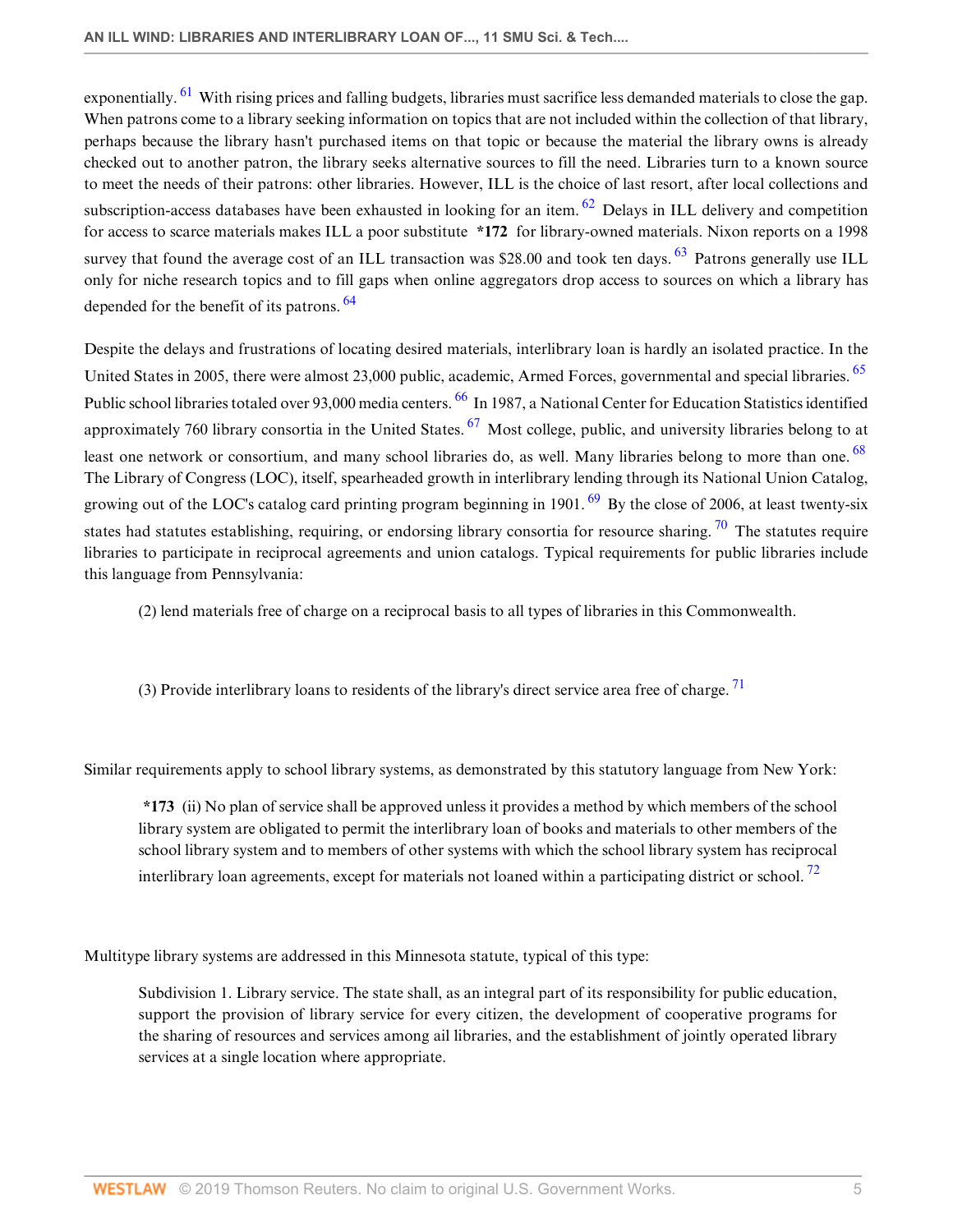exponentially.[61] With rising prices and falling budgets, libraries must sacrifice less demanded materials to close the gap. When patrons come to a library seeking information on topics that are not included within the collection of that library, perhaps because the library hasn't purchased items on that topic or because the material the library owns is already checked out to another patron, the library seeks alternative sources to fill the need. Libraries turn to a known source to meet the needs of their patrons: other libraries. However, ILL is the choice of last resort, after local collections and subscription-access databases have been exhausted in looking for an item.[62] Delays in ILL delivery and competition for access to scarce materials makes ILL a poor substitute **\*172** for library-owned materials. Nixon reports on a 1998 survey that found the average cost of an ILL transaction was $28.00 and took ten days.[63] Patrons generally use ILL only for niche research topics and to fill gaps when online aggregators drop access to sources on which a library has depended for the benefit of its patrons.[64]

Despite the delays and frustrations of locating desired materials, interlibrary loan is hardly an isolated practice. In the United States in 2005, there were almost 23,000 public, academic, Armed Forces, governmental and special libraries.[65] Public school libraries totaled over 93,000 media centers.[66] In 1987, a National Center for Education Statistics identified approximately 760 library consortia in the United States.[67] Most college, public, and university libraries belong to at least one network or consortium, and many school libraries do, as well. Many libraries belong to more than one.[68] The Library of Congress (LOC), itself, spearheaded growth in interlibrary lending through its National Union Catalog, growing out of the LOC's catalog card printing program beginning in 1901.[69] By the close of 2006, at least twenty-six states had statutes establishing, requiring, or endorsing library consortia for resource sharing.[70] The statutes require libraries to participate in reciprocal agreements and union catalogs. Typical requirements for public libraries include this language from Pennsylvania:

> (2) lend materials free of charge on a reciprocal basis to all types of libraries in this Commonwealth.
>
> (3) Provide interlibrary loans to residents of the library's direct service area free of charge.[71]

Similar requirements apply to school library systems, as demonstrated by this statutory language from New York:

> **\*173** (ii) No plan of service shall be approved unless it provides a method by which members of the school library system are obligated to permit the interlibrary loan of books and materials to other members of the school library system and to members of other systems with which the school library system has reciprocal interlibrary loan agreements, except for materials not loaned within a participating district or school.[72]

Multitype library systems are addressed in this Minnesota statute, typical of this type:

> Subdivision 1. Library service. The state shall, as an integral part of its responsibility for public education, support the provision of library service for every citizen, the development of cooperative programs for the sharing of resources and services among ail libraries, and the establishment of jointly operated library services at a single location where appropriate.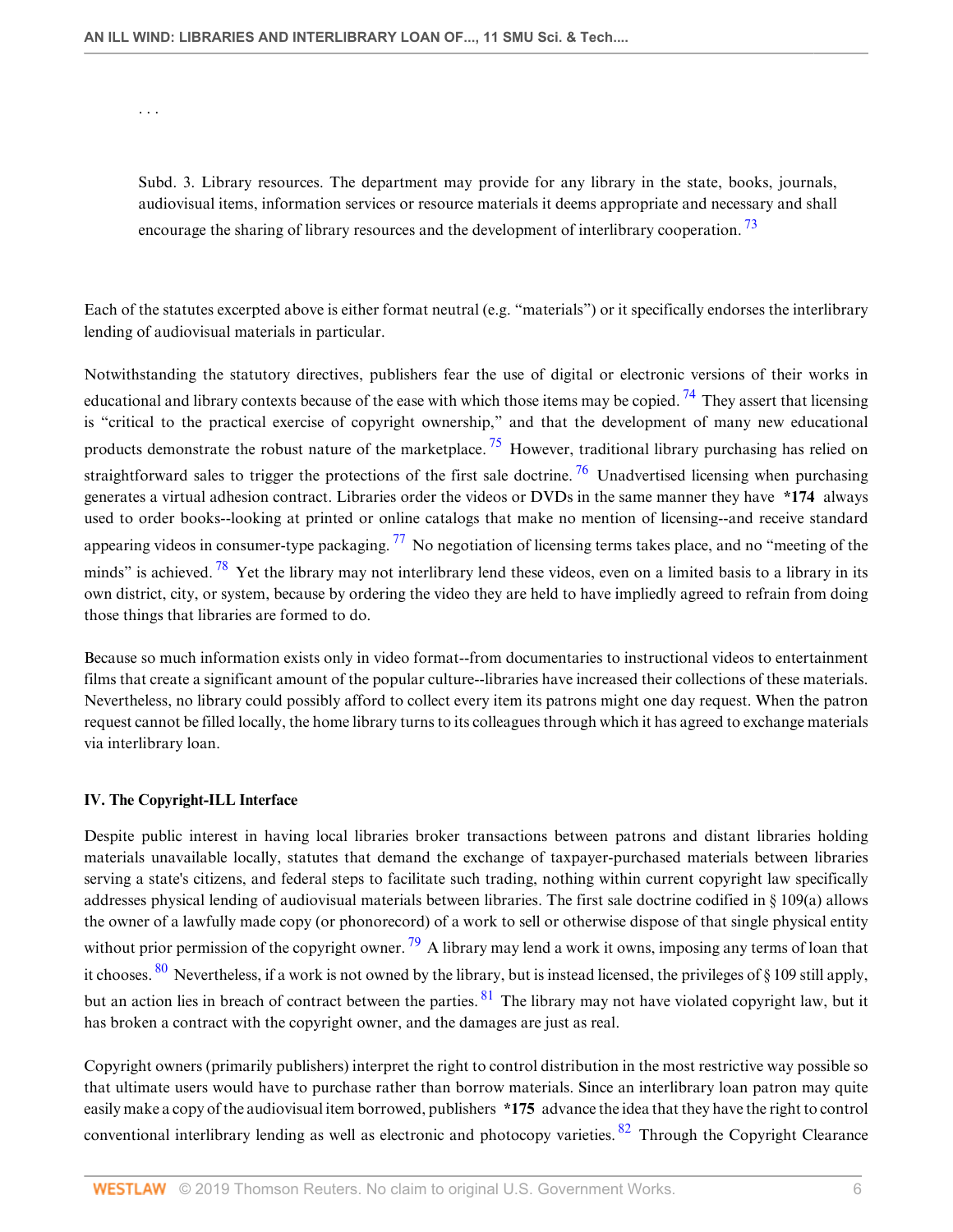. . .

> Subd. 3. Library resources. The department may provide for any library in the state, books, journals, audiovisual items, information services or resource materials it deems appropriate and necessary and shall encourage the sharing of library resources and the development of interlibrary cooperation. [73]

Each of the statutes excerpted above is either format neutral (e.g. "materials") or it specifically endorses the interlibrary lending of audiovisual materials in particular.

Notwithstanding the statutory directives, publishers fear the use of digital or electronic versions of their works in educational and library contexts because of the ease with which those items may be copied. [74] They assert that licensing is "critical to the practical exercise of copyright ownership," and that the development of many new educational products demonstrate the robust nature of the marketplace. [75] However, traditional library purchasing has relied on straightforward sales to trigger the protections of the first sale doctrine. [76] Unadvertised licensing when purchasing generates a virtual adhesion contract. Libraries order the videos or DVDs in the same manner they have **\*174** always used to order books--looking at printed or online catalogs that make no mention of licensing--and receive standard appearing videos in consumer-type packaging. [77] No negotiation of licensing terms takes place, and no "meeting of the minds" is achieved. [78] Yet the library may not interlibrary lend these videos, even on a limited basis to a library in its own district, city, or system, because by ordering the video they are held to have impliedly agreed to refrain from doing those things that libraries are formed to do.

Because so much information exists only in video format--from documentaries to instructional videos to entertainment films that create a significant amount of the popular culture--libraries have increased their collections of these materials. Nevertheless, no library could possibly afford to collect every item its patrons might one day request. When the patron request cannot be filled locally, the home library turns to its colleagues through which it has agreed to exchange materials via interlibrary loan.

### IV. The Copyright-ILL Interface

Despite public interest in having local libraries broker transactions between patrons and distant libraries holding materials unavailable locally, statutes that demand the exchange of taxpayer-purchased materials between libraries serving a state's citizens, and federal steps to facilitate such trading, nothing within current copyright law specifically addresses physical lending of audiovisual materials between libraries. The first sale doctrine codified in § 109(a) allows the owner of a lawfully made copy (or phonorecord) of a work to sell or otherwise dispose of that single physical entity without prior permission of the copyright owner. [79] A library may lend a work it owns, imposing any terms of loan that it chooses. [80] Nevertheless, if a work is not owned by the library, but is instead licensed, the privileges of § 109 still apply, but an action lies in breach of contract between the parties. [81] The library may not have violated copyright law, but it has broken a contract with the copyright owner, and the damages are just as real.

Copyright owners (primarily publishers) interpret the right to control distribution in the most restrictive way possible so that ultimate users would have to purchase rather than borrow materials. Since an interlibrary loan patron may quite easily make a copy of the audiovisual item borrowed, publishers **\*175** advance the idea that they have the right to control conventional interlibrary lending as well as electronic and photocopy varieties. [82] Through the Copyright Clearance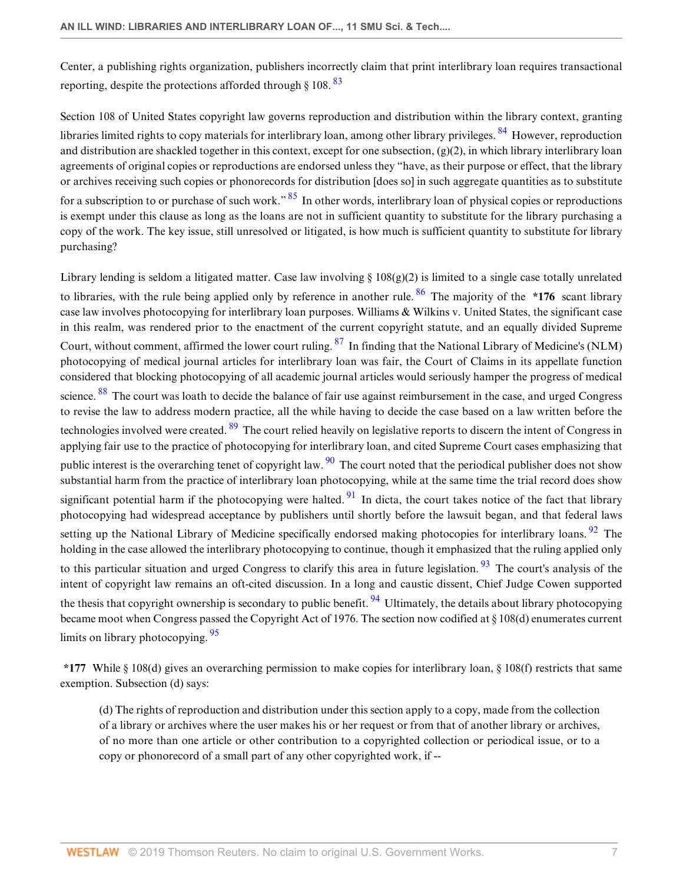Center, a publishing rights organization, publishers incorrectly claim that print interlibrary loan requires transactional reporting, despite the protections afforded through § 108. [83]

Section 108 of United States copyright law governs reproduction and distribution within the library context, granting libraries limited rights to copy materials for interlibrary loan, among other library privileges. [84] However, reproduction and distribution are shackled together in this context, except for one subsection, (g)(2), in which library interlibrary loan agreements of original copies or reproductions are endorsed unless they "have, as their purpose or effect, that the library or archives receiving such copies or phonorecords for distribution [does so] in such aggregate quantities as to substitute for a subscription to or purchase of such work." [85] In other words, interlibrary loan of physical copies or reproductions is exempt under this clause as long as the loans are not in sufficient quantity to substitute for the library purchasing a copy of the work. The key issue, still unresolved or litigated, is how much is sufficient quantity to substitute for library purchasing?

Library lending is seldom a litigated matter. Case law involving § 108(g)(2) is limited to a single case totally unrelated to libraries, with the rule being applied only by reference in another rule. [86] The majority of the **\*176** scant library case law involves photocopying for interlibrary loan purposes. Williams & Wilkins v. United States, the significant case in this realm, was rendered prior to the enactment of the current copyright statute, and an equally divided Supreme Court, without comment, affirmed the lower court ruling. [87] In finding that the National Library of Medicine's (NLM) photocopying of medical journal articles for interlibrary loan was fair, the Court of Claims in its appellate function considered that blocking photocopying of all academic journal articles would seriously hamper the progress of medical science. [88] The court was loath to decide the balance of fair use against reimbursement in the case, and urged Congress to revise the law to address modern practice, all the while having to decide the case based on a law written before the technologies involved were created. [89] The court relied heavily on legislative reports to discern the intent of Congress in applying fair use to the practice of photocopying for interlibrary loan, and cited Supreme Court cases emphasizing that public interest is the overarching tenet of copyright law. [90] The court noted that the periodical publisher does not show substantial harm from the practice of interlibrary loan photocopying, while at the same time the trial record does show significant potential harm if the photocopying were halted. [91] In dicta, the court takes notice of the fact that library photocopying had widespread acceptance by publishers until shortly before the lawsuit began, and that federal laws setting up the National Library of Medicine specifically endorsed making photocopies for interlibrary loans. [92] The holding in the case allowed the interlibrary photocopying to continue, though it emphasized that the ruling applied only to this particular situation and urged Congress to clarify this area in future legislation. [93] The court's analysis of the intent of copyright law remains an oft-cited discussion. In a long and caustic dissent, Chief Judge Cowen supported the thesis that copyright ownership is secondary to public benefit. [94] Ultimately, the details about library photocopying became moot when Congress passed the Copyright Act of 1976. The section now codified at § 108(d) enumerates current limits on library photocopying. [95]

**\*177** While § 108(d) gives an overarching permission to make copies for interlibrary loan, § 108(f) restricts that same exemption. Subsection (d) says:

> (d) The rights of reproduction and distribution under this section apply to a copy, made from the collection of a library or archives where the user makes his or her request or from that of another library or archives, of no more than one article or other contribution to a copyrighted collection or periodical issue, or to a copy or phonorecord of a small part of any other copyrighted work, if --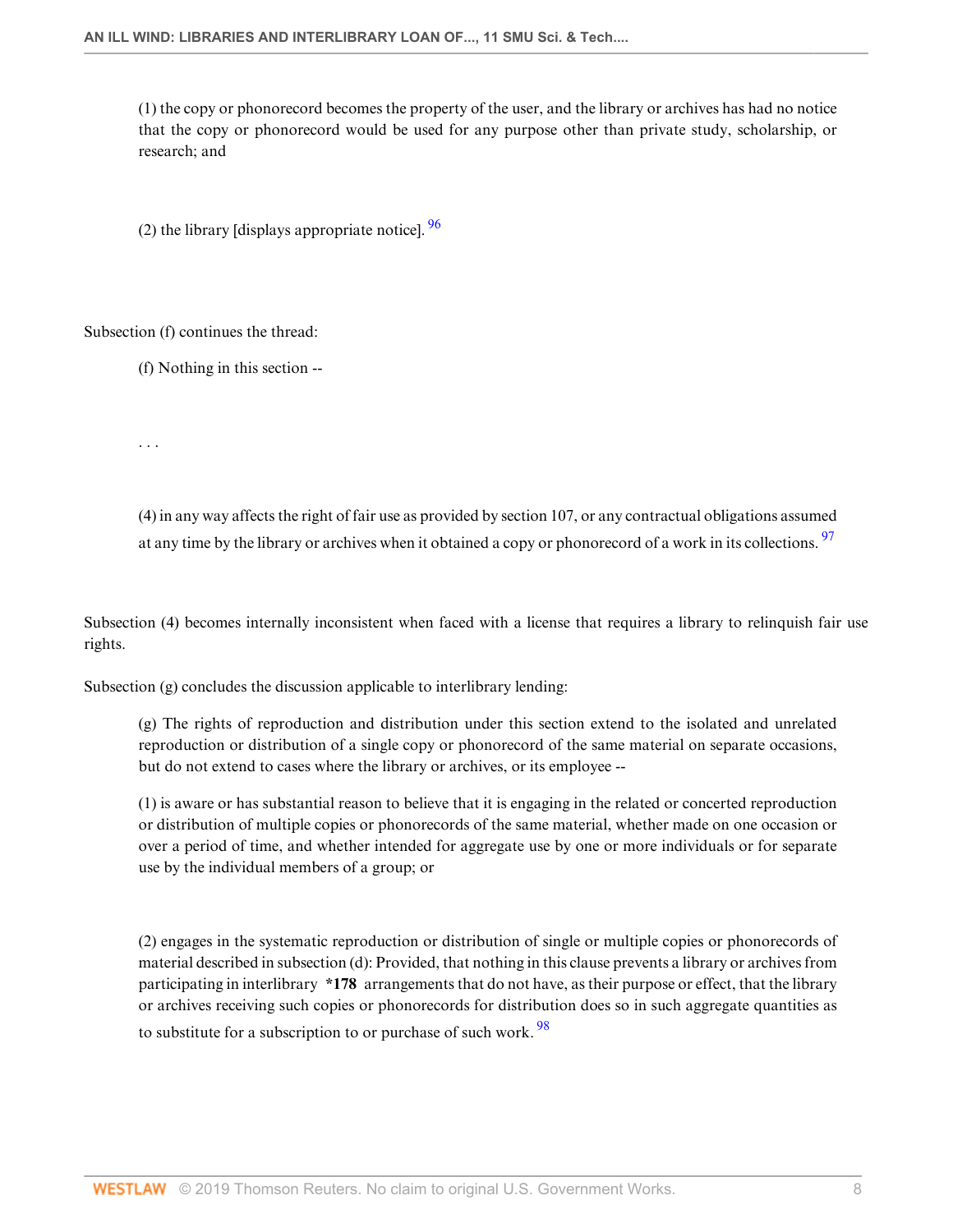> (1) the copy or phonorecord becomes the property of the user, and the library or archives has had no notice that the copy or phonorecord would be used for any purpose other than private study, scholarship, or research; and
>
> (2) the library [displays appropriate notice]. [96]

Subsection (f) continues the thread:

> (f) Nothing in this section --
>
> . . .
>
> (4) in any way affects the right of fair use as provided by section 107, or any contractual obligations assumed at any time by the library or archives when it obtained a copy or phonorecord of a work in its collections. [97]

Subsection (4) becomes internally inconsistent when faced with a license that requires a library to relinquish fair use rights.

Subsection (g) concludes the discussion applicable to interlibrary lending:

> (g) The rights of reproduction and distribution under this section extend to the isolated and unrelated reproduction or distribution of a single copy or phonorecord of the same material on separate occasions, but do not extend to cases where the library or archives, or its employee --
>
> (1) is aware or has substantial reason to believe that it is engaging in the related or concerted reproduction or distribution of multiple copies or phonorecords of the same material, whether made on one occasion or over a period of time, and whether intended for aggregate use by one or more individuals or for separate use by the individual members of a group; or
>
> (2) engages in the systematic reproduction or distribution of single or multiple copies or phonorecords of material described in subsection (d): Provided, that nothing in this clause prevents a library or archives from participating in interlibrary **\*178** arrangements that do not have, as their purpose or effect, that the library or archives receiving such copies or phonorecords for distribution does so in such aggregate quantities as to substitute for a subscription to or purchase of such work. [98]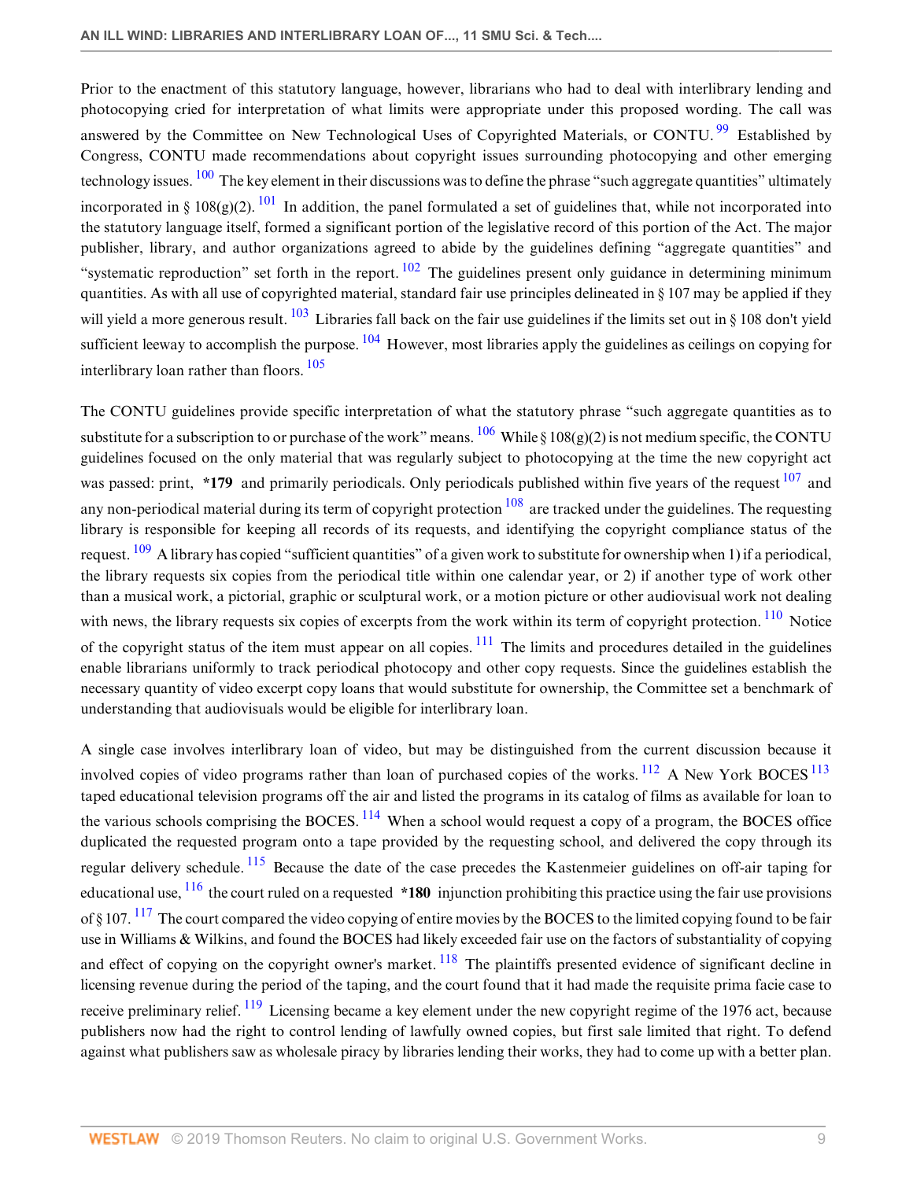Prior to the enactment of this statutory language, however, librarians who had to deal with interlibrary lending and photocopying cried for interpretation of what limits were appropriate under this proposed wording. The call was answered by the Committee on New Technological Uses of Copyrighted Materials, or CONTU.[99] Established by Congress, CONTU made recommendations about copyright issues surrounding photocopying and other emerging technology issues.[100] The key element in their discussions was to define the phrase "such aggregate quantities" ultimately incorporated in § 108(g)(2).[101] In addition, the panel formulated a set of guidelines that, while not incorporated into the statutory language itself, formed a significant portion of the legislative record of this portion of the Act. The major publisher, library, and author organizations agreed to abide by the guidelines defining "aggregate quantities" and "systematic reproduction" set forth in the report.[102] The guidelines present only guidance in determining minimum quantities. As with all use of copyrighted material, standard fair use principles delineated in § 107 may be applied if they will yield a more generous result.[103] Libraries fall back on the fair use guidelines if the limits set out in § 108 don't yield sufficient leeway to accomplish the purpose.[104] However, most libraries apply the guidelines as ceilings on copying for interlibrary loan rather than floors.[105]

The CONTU guidelines provide specific interpretation of what the statutory phrase "such aggregate quantities as to substitute for a subscription to or purchase of the work" means.[106] While § 108(g)(2) is not medium specific, the CONTU guidelines focused on the only material that was regularly subject to photocopying at the time the new copyright act was passed: print, **\*179** and primarily periodicals. Only periodicals published within five years of the request[107] and any non-periodical material during its term of copyright protection[108] are tracked under the guidelines. The requesting library is responsible for keeping all records of its requests, and identifying the copyright compliance status of the request.[109] A library has copied "sufficient quantities" of a given work to substitute for ownership when 1) if a periodical, the library requests six copies from the periodical title within one calendar year, or 2) if another type of work other than a musical work, a pictorial, graphic or sculptural work, or a motion picture or other audiovisual work not dealing with news, the library requests six copies of excerpts from the work within its term of copyright protection.[110] Notice of the copyright status of the item must appear on all copies.[111] The limits and procedures detailed in the guidelines enable librarians uniformly to track periodical photocopy and other copy requests. Since the guidelines establish the necessary quantity of video excerpt copy loans that would substitute for ownership, the Committee set a benchmark of understanding that audiovisuals would be eligible for interlibrary loan.

A single case involves interlibrary loan of video, but may be distinguished from the current discussion because it involved copies of video programs rather than loan of purchased copies of the works.[112] A New York BOCES[113] taped educational television programs off the air and listed the programs in its catalog of films as available for loan to the various schools comprising the BOCES.[114] When a school would request a copy of a program, the BOCES office duplicated the requested program onto a tape provided by the requesting school, and delivered the copy through its regular delivery schedule.[115] Because the date of the case precedes the Kastenmeier guidelines on off-air taping for educational use,[116] the court ruled on a requested **\*180** injunction prohibiting this practice using the fair use provisions of § 107.[117] The court compared the video copying of entire movies by the BOCES to the limited copying found to be fair use in Williams & Wilkins, and found the BOCES had likely exceeded fair use on the factors of substantiality of copying and effect of copying on the copyright owner's market.[118] The plaintiffs presented evidence of significant decline in licensing revenue during the period of the taping, and the court found that it had made the requisite prima facie case to receive preliminary relief.[119] Licensing became a key element under the new copyright regime of the 1976 act, because publishers now had the right to control lending of lawfully owned copies, but first sale limited that right. To defend against what publishers saw as wholesale piracy by libraries lending their works, they had to come up with a better plan.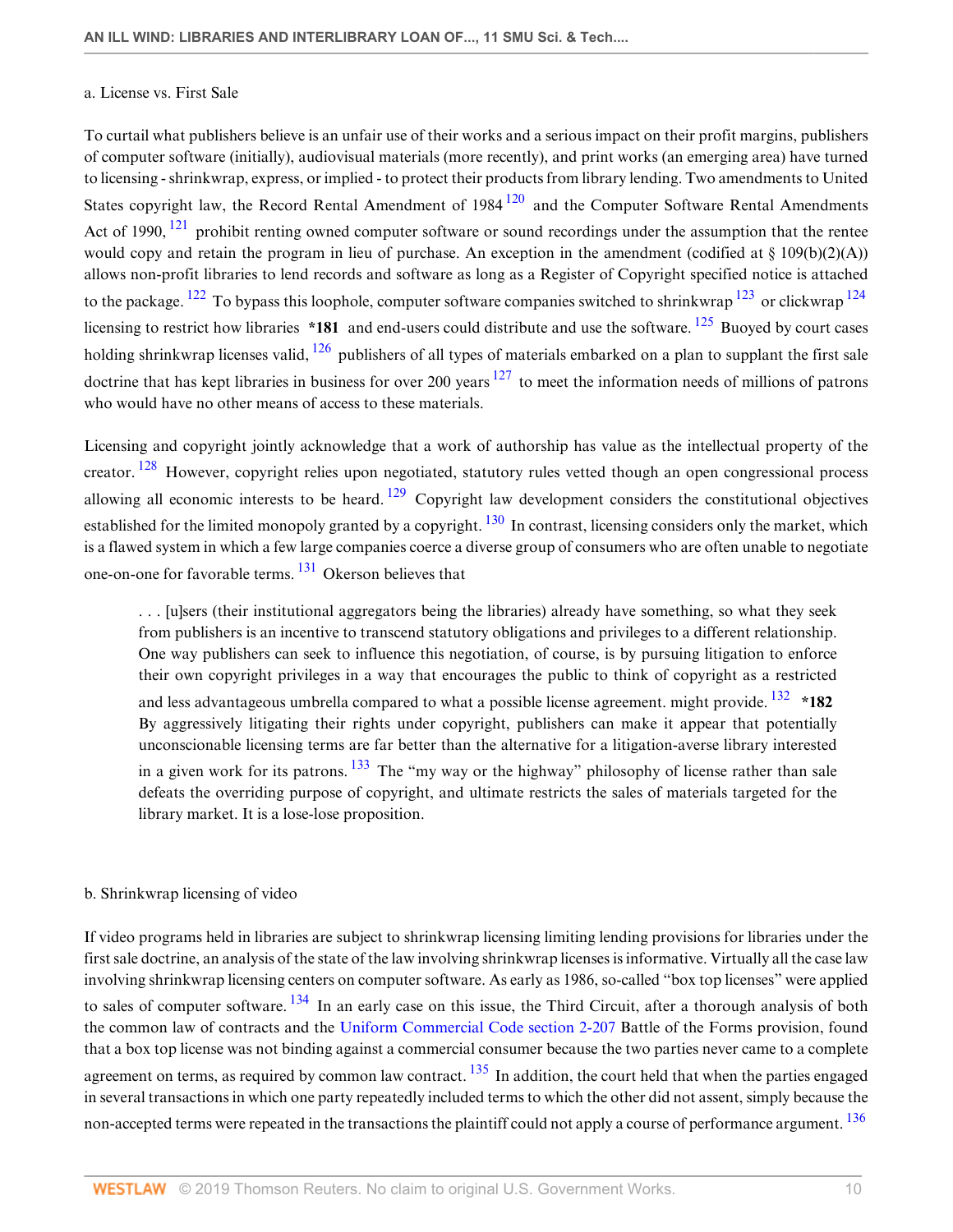a. License vs. First Sale

To curtail what publishers believe is an unfair use of their works and a serious impact on their profit margins, publishers of computer software (initially), audiovisual materials (more recently), and print works (an emerging area) have turned to licensing - shrinkwrap, express, or implied - to protect their products from library lending. Two amendments to United States copyright law, the Record Rental Amendment of 1984 [120] and the Computer Software Rental Amendments Act of 1990, [121] prohibit renting owned computer software or sound recordings under the assumption that the rentee would copy and retain the program in lieu of purchase. An exception in the amendment (codified at § 109(b)(2)(A)) allows non-profit libraries to lend records and software as long as a Register of Copyright specified notice is attached to the package. [122] To bypass this loophole, computer software companies switched to shrinkwrap [123] or clickwrap [124] licensing to restrict how libraries **\*181** and end-users could distribute and use the software. [125] Buoyed by court cases holding shrinkwrap licenses valid, [126] publishers of all types of materials embarked on a plan to supplant the first sale doctrine that has kept libraries in business for over 200 years [127] to meet the information needs of millions of patrons who would have no other means of access to these materials.

Licensing and copyright jointly acknowledge that a work of authorship has value as the intellectual property of the creator. [128] However, copyright relies upon negotiated, statutory rules vetted though an open congressional process allowing all economic interests to be heard. [129] Copyright law development considers the constitutional objectives established for the limited monopoly granted by a copyright. [130] In contrast, licensing considers only the market, which is a flawed system in which a few large companies coerce a diverse group of consumers who are often unable to negotiate one-on-one for favorable terms. [131] Okerson believes that

> . . . [u]sers (their institutional aggregators being the libraries) already have something, so what they seek from publishers is an incentive to transcend statutory obligations and privileges to a different relationship. One way publishers can seek to influence this negotiation, of course, is by pursuing litigation to enforce their own copyright privileges in a way that encourages the public to think of copyright as a restricted and less advantageous umbrella compared to what a possible license agreement. might provide. [132] **\*182** By aggressively litigating their rights under copyright, publishers can make it appear that potentially unconscionable licensing terms are far better than the alternative for a litigation-averse library interested in a given work for its patrons. [133] The "my way or the highway" philosophy of license rather than sale defeats the overriding purpose of copyright, and ultimate restricts the sales of materials targeted for the library market. It is a lose-lose proposition.

b. Shrinkwrap licensing of video

If video programs held in libraries are subject to shrinkwrap licensing limiting lending provisions for libraries under the first sale doctrine, an analysis of the state of the law involving shrinkwrap licenses is informative. Virtually all the case law involving shrinkwrap licensing centers on computer software. As early as 1986, so-called "box top licenses" were applied to sales of computer software. [134] In an early case on this issue, the Third Circuit, after a thorough analysis of both the common law of contracts and the Uniform Commercial Code section 2-207 Battle of the Forms provision, found that a box top license was not binding against a commercial consumer because the two parties never came to a complete agreement on terms, as required by common law contract. [135] In addition, the court held that when the parties engaged in several transactions in which one party repeatedly included terms to which the other did not assent, simply because the non-accepted terms were repeated in the transactions the plaintiff could not apply a course of performance argument. [136]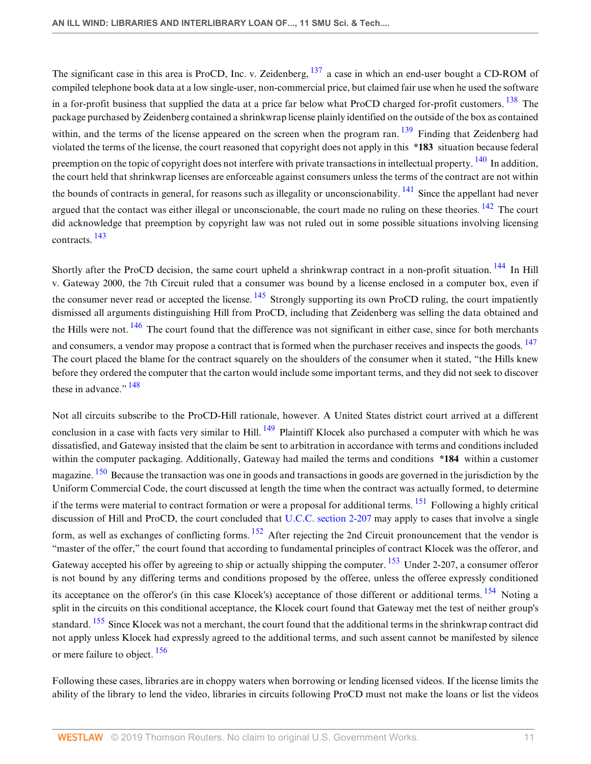The significant case in this area is ProCD, Inc. v. Zeidenberg, [137] a case in which an end-user bought a CD-ROM of compiled telephone book data at a low single-user, non-commercial price, but claimed fair use when he used the software in a for-profit business that supplied the data at a price far below what ProCD charged for-profit customers. [138] The package purchased by Zeidenberg contained a shrinkwrap license plainly identified on the outside of the box as contained within, and the terms of the license appeared on the screen when the program ran. [139] Finding that Zeidenberg had violated the terms of the license, the court reasoned that copyright does not apply in this **\*183** situation because federal preemption on the topic of copyright does not interfere with private transactions in intellectual property. [140] In addition, the court held that shrinkwrap licenses are enforceable against consumers unless the terms of the contract are not within the bounds of contracts in general, for reasons such as illegality or unconscionability. [141] Since the appellant had never argued that the contact was either illegal or unconscionable, the court made no ruling on these theories. [142] The court did acknowledge that preemption by copyright law was not ruled out in some possible situations involving licensing contracts. [143]

Shortly after the ProCD decision, the same court upheld a shrinkwrap contract in a non-profit situation. [144] In Hill v. Gateway 2000, the 7th Circuit ruled that a consumer was bound by a license enclosed in a computer box, even if the consumer never read or accepted the license. [145] Strongly supporting its own ProCD ruling, the court impatiently dismissed all arguments distinguishing Hill from ProCD, including that Zeidenberg was selling the data obtained and the Hills were not. [146] The court found that the difference was not significant in either case, since for both merchants and consumers, a vendor may propose a contract that is formed when the purchaser receives and inspects the goods. [147] The court placed the blame for the contract squarely on the shoulders of the consumer when it stated, "the Hills knew before they ordered the computer that the carton would include some important terms, and they did not seek to discover these in advance." [148]

Not all circuits subscribe to the ProCD-Hill rationale, however. A United States district court arrived at a different conclusion in a case with facts very similar to Hill. [149] Plaintiff Klocek also purchased a computer with which he was dissatisfied, and Gateway insisted that the claim be sent to arbitration in accordance with terms and conditions included within the computer packaging. Additionally, Gateway had mailed the terms and conditions **\*184** within a customer magazine. [150] Because the transaction was one in goods and transactions in goods are governed in the jurisdiction by the Uniform Commercial Code, the court discussed at length the time when the contract was actually formed, to determine if the terms were material to contract formation or were a proposal for additional terms. [151] Following a highly critical discussion of Hill and ProCD, the court concluded that U.C.C. section 2-207 may apply to cases that involve a single form, as well as exchanges of conflicting forms. [152] After rejecting the 2nd Circuit pronouncement that the vendor is "master of the offer," the court found that according to fundamental principles of contract Klocek was the offeror, and Gateway accepted his offer by agreeing to ship or actually shipping the computer. [153] Under 2-207, a consumer offeror is not bound by any differing terms and conditions proposed by the offeree, unless the offeree expressly conditioned its acceptance on the offeror's (in this case Klocek's) acceptance of those different or additional terms. [154] Noting a split in the circuits on this conditional acceptance, the Klocek court found that Gateway met the test of neither group's standard. [155] Since Klocek was not a merchant, the court found that the additional terms in the shrinkwrap contract did not apply unless Klocek had expressly agreed to the additional terms, and such assent cannot be manifested by silence or mere failure to object. [156]

Following these cases, libraries are in choppy waters when borrowing or lending licensed videos. If the license limits the ability of the library to lend the video, libraries in circuits following ProCD must not make the loans or list the videos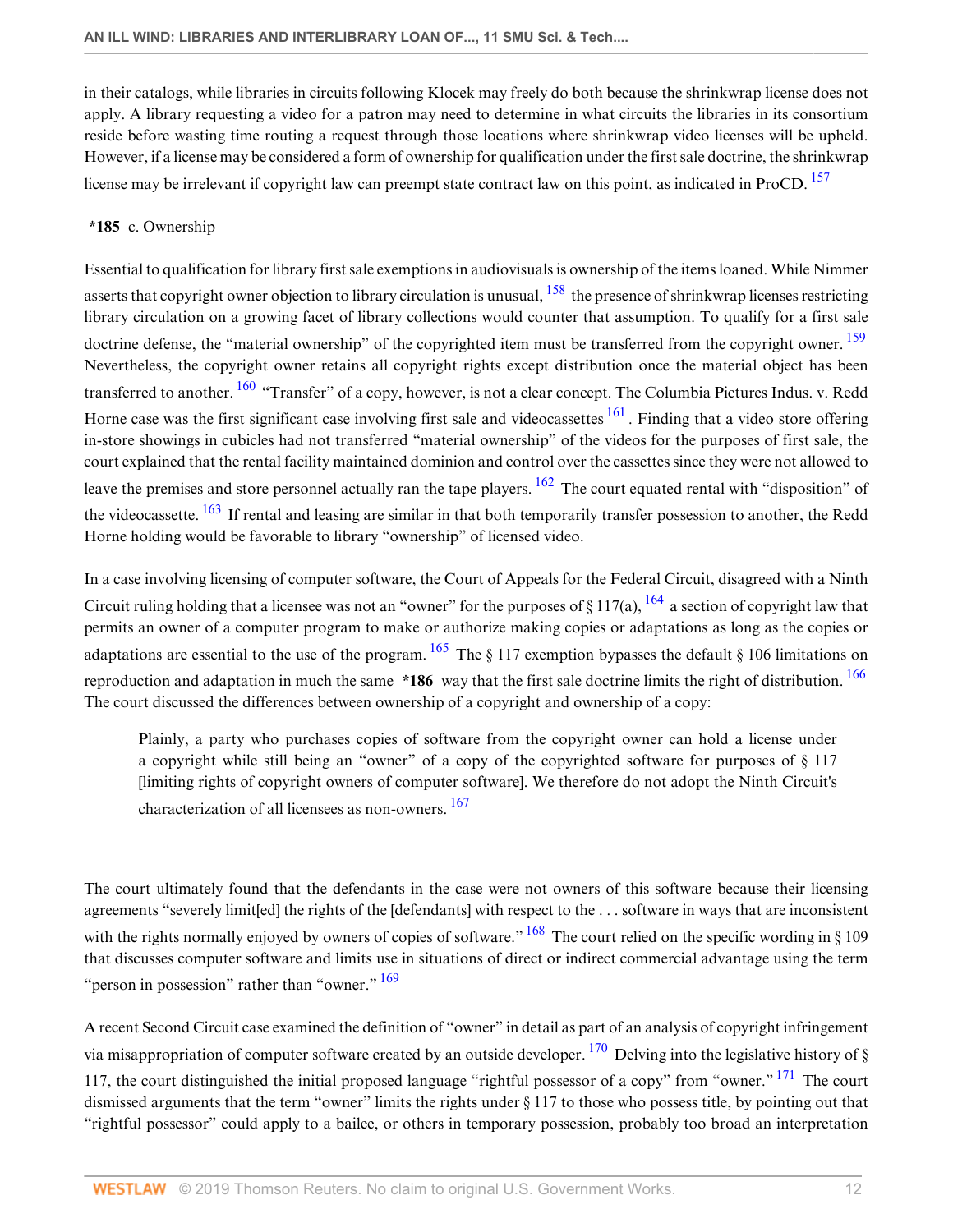in their catalogs, while libraries in circuits following Klocek may freely do both because the shrinkwrap license does not apply. A library requesting a video for a patron may need to determine in what circuits the libraries in its consortium reside before wasting time routing a request through those locations where shrinkwrap video licenses will be upheld. However, if a license may be considered a form of ownership for qualification under the first sale doctrine, the shrinkwrap license may be irrelevant if copyright law can preempt state contract law on this point, as indicated in ProCD. [157]

**\*185** c. Ownership

Essential to qualification for library first sale exemptions in audiovisuals is ownership of the items loaned. While Nimmer asserts that copyright owner objection to library circulation is unusual, [158] the presence of shrinkwrap licenses restricting library circulation on a growing facet of library collections would counter that assumption. To qualify for a first sale doctrine defense, the "material ownership" of the copyrighted item must be transferred from the copyright owner. [159] Nevertheless, the copyright owner retains all copyright rights except distribution once the material object has been transferred to another. [160] "Transfer" of a copy, however, is not a clear concept. The Columbia Pictures Indus. v. Redd Horne case was the first significant case involving first sale and videocassettes [161]. Finding that a video store offering in-store showings in cubicles had not transferred "material ownership" of the videos for the purposes of first sale, the court explained that the rental facility maintained dominion and control over the cassettes since they were not allowed to leave the premises and store personnel actually ran the tape players. [162] The court equated rental with "disposition" of the videocassette. [163] If rental and leasing are similar in that both temporarily transfer possession to another, the Redd Horne holding would be favorable to library "ownership" of licensed video.

In a case involving licensing of computer software, the Court of Appeals for the Federal Circuit, disagreed with a Ninth Circuit ruling holding that a licensee was not an "owner" for the purposes of § 117(a), [164] a section of copyright law that permits an owner of a computer program to make or authorize making copies or adaptations as long as the copies or adaptations are essential to the use of the program. [165] The § 117 exemption bypasses the default § 106 limitations on reproduction and adaptation in much the same **\*186** way that the first sale doctrine limits the right of distribution. [166] The court discussed the differences between ownership of a copyright and ownership of a copy:

> Plainly, a party who purchases copies of software from the copyright owner can hold a license under a copyright while still being an "owner" of a copy of the copyrighted software for purposes of § 117 [limiting rights of copyright owners of computer software]. We therefore do not adopt the Ninth Circuit's characterization of all licensees as non-owners. [167]

The court ultimately found that the defendants in the case were not owners of this software because their licensing agreements "severely limit[ed] the rights of the [defendants] with respect to the . . . software in ways that are inconsistent with the rights normally enjoyed by owners of copies of software." [168] The court relied on the specific wording in § 109 that discusses computer software and limits use in situations of direct or indirect commercial advantage using the term "person in possession" rather than "owner." [169]

A recent Second Circuit case examined the definition of "owner" in detail as part of an analysis of copyright infringement via misappropriation of computer software created by an outside developer. [170] Delving into the legislative history of § 117, the court distinguished the initial proposed language "rightful possessor of a copy" from "owner." [171] The court dismissed arguments that the term "owner" limits the rights under § 117 to those who possess title, by pointing out that "rightful possessor" could apply to a bailee, or others in temporary possession, probably too broad an interpretation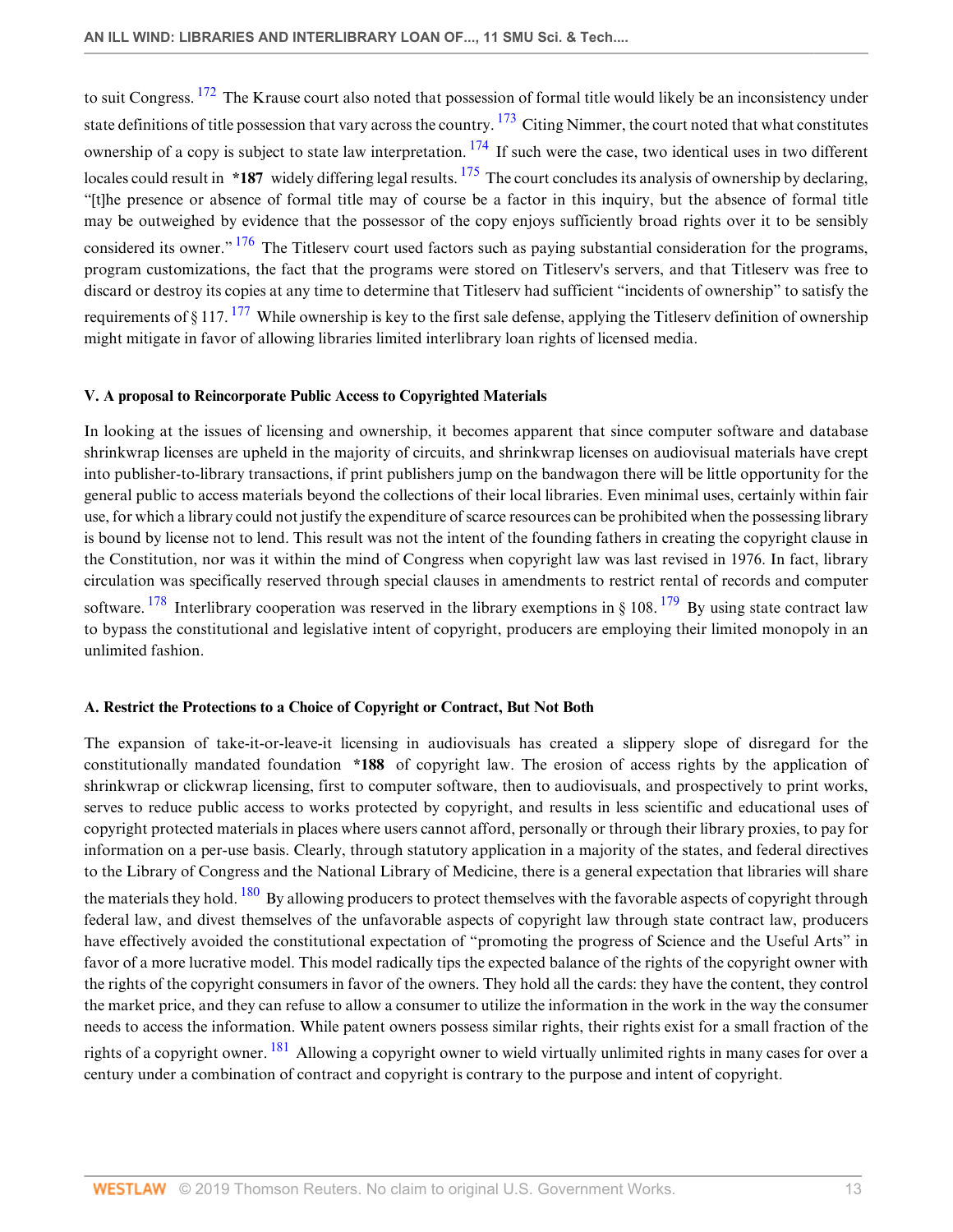to suit Congress. [172] The Krause court also noted that possession of formal title would likely be an inconsistency under state definitions of title possession that vary across the country. [173] Citing Nimmer, the court noted that what constitutes ownership of a copy is subject to state law interpretation. [174] If such were the case, two identical uses in two different locales could result in **\*187** widely differing legal results. [175] The court concludes its analysis of ownership by declaring, "[t]he presence or absence of formal title may of course be a factor in this inquiry, but the absence of formal title may be outweighed by evidence that the possessor of the copy enjoys sufficiently broad rights over it to be sensibly considered its owner." [176] The Titleserv court used factors such as paying substantial consideration for the programs, program customizations, the fact that the programs were stored on Titleserv's servers, and that Titleserv was free to discard or destroy its copies at any time to determine that Titleserv had sufficient "incidents of ownership" to satisfy the requirements of § 117. [177] While ownership is key to the first sale defense, applying the Titleserv definition of ownership might mitigate in favor of allowing libraries limited interlibrary loan rights of licensed media.

### V. A proposal to Reincorporate Public Access to Copyrighted Materials

In looking at the issues of licensing and ownership, it becomes apparent that since computer software and database shrinkwrap licenses are upheld in the majority of circuits, and shrinkwrap licenses on audiovisual materials have crept into publisher-to-library transactions, if print publishers jump on the bandwagon there will be little opportunity for the general public to access materials beyond the collections of their local libraries. Even minimal uses, certainly within fair use, for which a library could not justify the expenditure of scarce resources can be prohibited when the possessing library is bound by license not to lend. This result was not the intent of the founding fathers in creating the copyright clause in the Constitution, nor was it within the mind of Congress when copyright law was last revised in 1976. In fact, library circulation was specifically reserved through special clauses in amendments to restrict rental of records and computer software. [178] Interlibrary cooperation was reserved in the library exemptions in § 108. [179] By using state contract law to bypass the constitutional and legislative intent of copyright, producers are employing their limited monopoly in an unlimited fashion.

#### A. Restrict the Protections to a Choice of Copyright or Contract, But Not Both

The expansion of take-it-or-leave-it licensing in audiovisuals has created a slippery slope of disregard for the constitutionally mandated foundation **\*188** of copyright law. The erosion of access rights by the application of shrinkwrap or clickwrap licensing, first to computer software, then to audiovisuals, and prospectively to print works, serves to reduce public access to works protected by copyright, and results in less scientific and educational uses of copyright protected materials in places where users cannot afford, personally or through their library proxies, to pay for information on a per-use basis. Clearly, through statutory application in a majority of the states, and federal directives to the Library of Congress and the National Library of Medicine, there is a general expectation that libraries will share the materials they hold. [180] By allowing producers to protect themselves with the favorable aspects of copyright through federal law, and divest themselves of the unfavorable aspects of copyright law through state contract law, producers have effectively avoided the constitutional expectation of "promoting the progress of Science and the Useful Arts" in favor of a more lucrative model. This model radically tips the expected balance of the rights of the copyright owner with the rights of the copyright consumers in favor of the owners. They hold all the cards: they have the content, they control the market price, and they can refuse to allow a consumer to utilize the information in the work in the way the consumer needs to access the information. While patent owners possess similar rights, their rights exist for a small fraction of the rights of a copyright owner. [181] Allowing a copyright owner to wield virtually unlimited rights in many cases for over a century under a combination of contract and copyright is contrary to the purpose and intent of copyright.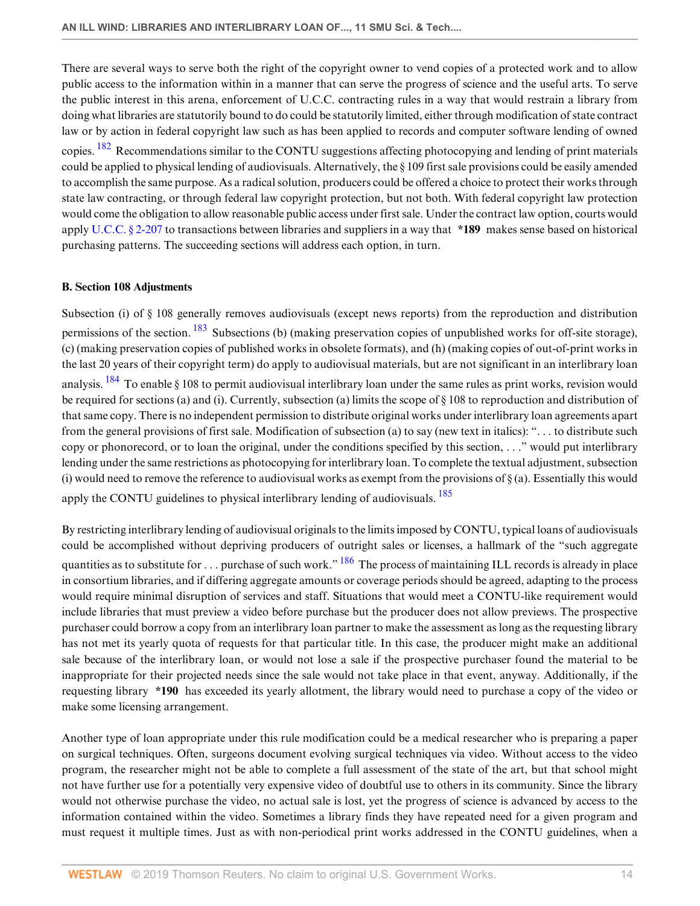There are several ways to serve both the right of the copyright owner to vend copies of a protected work and to allow public access to the information within in a manner that can serve the progress of science and the useful arts. To serve the public interest in this arena, enforcement of U.C.C. contracting rules in a way that would restrain a library from doing what libraries are statutorily bound to do could be statutorily limited, either through modification of state contract law or by action in federal copyright law such as has been applied to records and computer software lending of owned copies. [182] Recommendations similar to the CONTU suggestions affecting photocopying and lending of print materials could be applied to physical lending of audiovisuals. Alternatively, the § 109 first sale provisions could be easily amended to accomplish the same purpose. As a radical solution, producers could be offered a choice to protect their works through state law contracting, or through federal law copyright protection, but not both. With federal copyright law protection would come the obligation to allow reasonable public access under first sale. Under the contract law option, courts would apply U.C.C. § 2-207 to transactions between libraries and suppliers in a way that **\*189** makes sense based on historical purchasing patterns. The succeeding sections will address each option, in turn.

### B. Section 108 Adjustments

Subsection (i) of § 108 generally removes audiovisuals (except news reports) from the reproduction and distribution permissions of the section. [183] Subsections (b) (making preservation copies of unpublished works for off-site storage), (c) (making preservation copies of published works in obsolete formats), and (h) (making copies of out-of-print works in the last 20 years of their copyright term) do apply to audiovisual materials, but are not significant in an interlibrary loan analysis. [184] To enable § 108 to permit audiovisual interlibrary loan under the same rules as print works, revision would be required for sections (a) and (i). Currently, subsection (a) limits the scope of § 108 to reproduction and distribution of that same copy. There is no independent permission to distribute original works under interlibrary loan agreements apart from the general provisions of first sale. Modification of subsection (a) to say (new text in italics): ". . . to distribute such copy or phonorecord, or to loan the original, under the conditions specified by this section, . . ." would put interlibrary lending under the same restrictions as photocopying for interlibrary loan. To complete the textual adjustment, subsection (i) would need to remove the reference to audiovisual works as exempt from the provisions of § (a). Essentially this would apply the CONTU guidelines to physical interlibrary lending of audiovisuals. [185]

By restricting interlibrary lending of audiovisual originals to the limits imposed by CONTU, typical loans of audiovisuals could be accomplished without depriving producers of outright sales or licenses, a hallmark of the "such aggregate quantities as to substitute for . . . purchase of such work." [186] The process of maintaining ILL records is already in place in consortium libraries, and if differing aggregate amounts or coverage periods should be agreed, adapting to the process would require minimal disruption of services and staff. Situations that would meet a CONTU-like requirement would include libraries that must preview a video before purchase but the producer does not allow previews. The prospective purchaser could borrow a copy from an interlibrary loan partner to make the assessment as long as the requesting library has not met its yearly quota of requests for that particular title. In this case, the producer might make an additional sale because of the interlibrary loan, or would not lose a sale if the prospective purchaser found the material to be inappropriate for their projected needs since the sale would not take place in that event, anyway. Additionally, if the requesting library **\*190** has exceeded its yearly allotment, the library would need to purchase a copy of the video or make some licensing arrangement.

Another type of loan appropriate under this rule modification could be a medical researcher who is preparing a paper on surgical techniques. Often, surgeons document evolving surgical techniques via video. Without access to the video program, the researcher might not be able to complete a full assessment of the state of the art, but that school might not have further use for a potentially very expensive video of doubtful use to others in its community. Since the library would not otherwise purchase the video, no actual sale is lost, yet the progress of science is advanced by access to the information contained within the video. Sometimes a library finds they have repeated need for a given program and must request it multiple times. Just as with non-periodical print works addressed in the CONTU guidelines, when a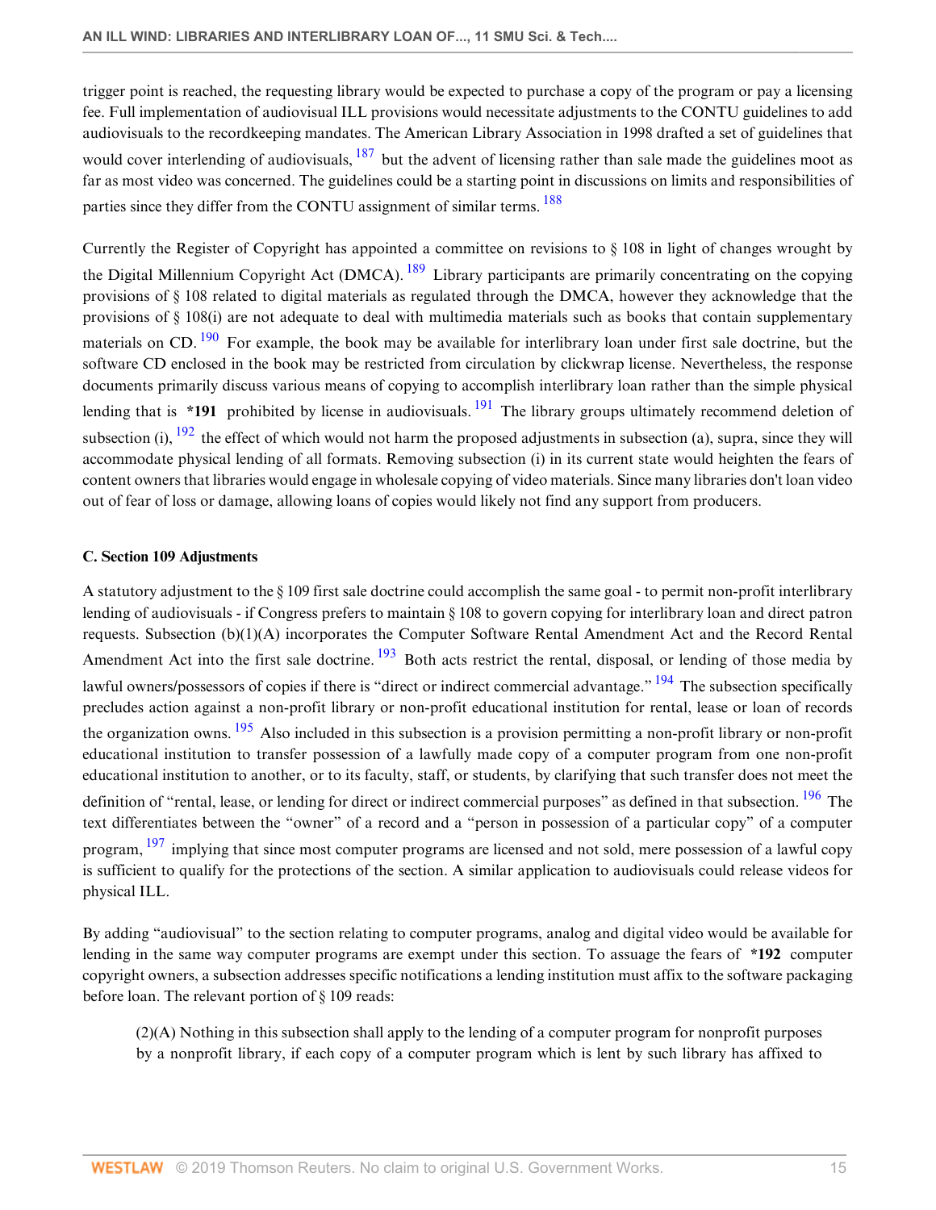trigger point is reached, the requesting library would be expected to purchase a copy of the program or pay a licensing fee. Full implementation of audiovisual ILL provisions would necessitate adjustments to the CONTU guidelines to add audiovisuals to the recordkeeping mandates. The American Library Association in 1998 drafted a set of guidelines that would cover interlending of audiovisuals, [187] but the advent of licensing rather than sale made the guidelines moot as far as most video was concerned. The guidelines could be a starting point in discussions on limits and responsibilities of parties since they differ from the CONTU assignment of similar terms. [188]

Currently the Register of Copyright has appointed a committee on revisions to § 108 in light of changes wrought by the Digital Millennium Copyright Act (DMCA). [189] Library participants are primarily concentrating on the copying provisions of § 108 related to digital materials as regulated through the DMCA, however they acknowledge that the provisions of § 108(i) are not adequate to deal with multimedia materials such as books that contain supplementary materials on CD. [190] For example, the book may be available for interlibrary loan under first sale doctrine, but the software CD enclosed in the book may be restricted from circulation by clickwrap license. Nevertheless, the response documents primarily discuss various means of copying to accomplish interlibrary loan rather than the simple physical lending that is **\*191** prohibited by license in audiovisuals. [191] The library groups ultimately recommend deletion of subsection (i), [192] the effect of which would not harm the proposed adjustments in subsection (a), supra, since they will accommodate physical lending of all formats. Removing subsection (i) in its current state would heighten the fears of content owners that libraries would engage in wholesale copying of video materials. Since many libraries don't loan video out of fear of loss or damage, allowing loans of copies would likely not find any support from producers.

### C. Section 109 Adjustments

A statutory adjustment to the § 109 first sale doctrine could accomplish the same goal - to permit non-profit interlibrary lending of audiovisuals - if Congress prefers to maintain § 108 to govern copying for interlibrary loan and direct patron requests. Subsection (b)(1)(A) incorporates the Computer Software Rental Amendment Act and the Record Rental Amendment Act into the first sale doctrine. [193] Both acts restrict the rental, disposal, or lending of those media by lawful owners/possessors of copies if there is "direct or indirect commercial advantage." [194] The subsection specifically precludes action against a non-profit library or non-profit educational institution for rental, lease or loan of records the organization owns. [195] Also included in this subsection is a provision permitting a non-profit library or non-profit educational institution to transfer possession of a lawfully made copy of a computer program from one non-profit educational institution to another, or to its faculty, staff, or students, by clarifying that such transfer does not meet the definition of "rental, lease, or lending for direct or indirect commercial purposes" as defined in that subsection. [196] The text differentiates between the "owner" of a record and a "person in possession of a particular copy" of a computer program, [197] implying that since most computer programs are licensed and not sold, mere possession of a lawful copy is sufficient to qualify for the protections of the section. A similar application to audiovisuals could release videos for physical ILL.

By adding "audiovisual" to the section relating to computer programs, analog and digital video would be available for lending in the same way computer programs are exempt under this section. To assuage the fears of **\*192** computer copyright owners, a subsection addresses specific notifications a lending institution must affix to the software packaging before loan. The relevant portion of § 109 reads:

> (2)(A) Nothing in this subsection shall apply to the lending of a computer program for nonprofit purposes by a nonprofit library, if each copy of a computer program which is lent by such library has affixed to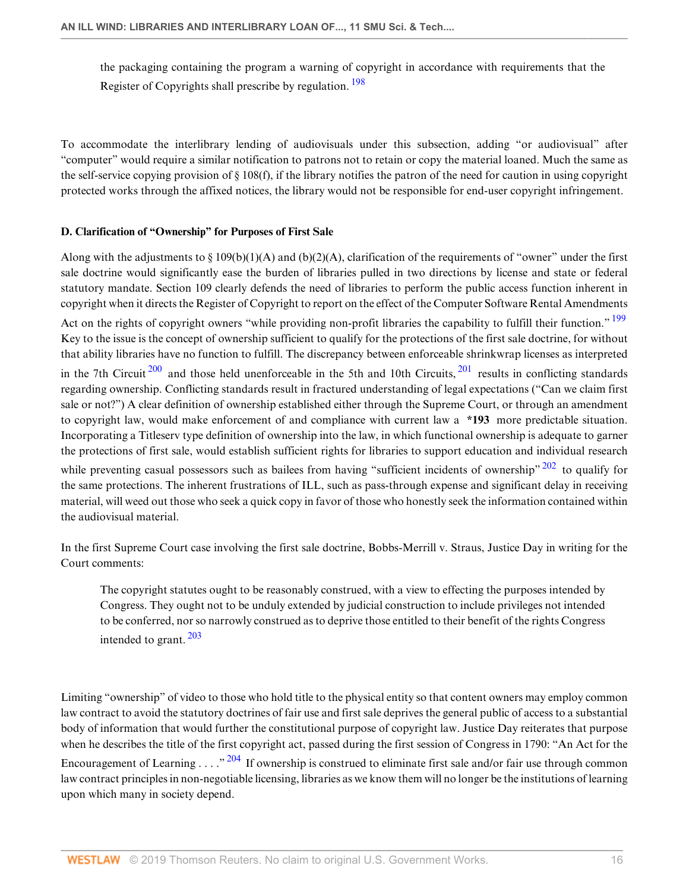the packaging containing the program a warning of copyright in accordance with requirements that the Register of Copyrights shall prescribe by regulation. [198]

To accommodate the interlibrary lending of audiovisuals under this subsection, adding "or audiovisual" after "computer" would require a similar notification to patrons not to retain or copy the material loaned. Much the same as the self-service copying provision of § 108(f), if the library notifies the patron of the need for caution in using copyright protected works through the affixed notices, the library would not be responsible for end-user copyright infringement.

**D. Clarification of "Ownership" for Purposes of First Sale**

Along with the adjustments to § 109(b)(1)(A) and (b)(2)(A), clarification of the requirements of "owner" under the first sale doctrine would significantly ease the burden of libraries pulled in two directions by license and state or federal statutory mandate. Section 109 clearly defends the need of libraries to perform the public access function inherent in copyright when it directs the Register of Copyright to report on the effect of the Computer Software Rental Amendments Act on the rights of copyright owners "while providing non-profit libraries the capability to fulfill their function." [199] Key to the issue is the concept of ownership sufficient to qualify for the protections of the first sale doctrine, for without that ability libraries have no function to fulfill. The discrepancy between enforceable shrinkwrap licenses as interpreted in the 7th Circuit [200] and those held unenforceable in the 5th and 10th Circuits, [201] results in conflicting standards regarding ownership. Conflicting standards result in fractured understanding of legal expectations ("Can we claim first sale or not?") A clear definition of ownership established either through the Supreme Court, or through an amendment to copyright law, would make enforcement of and compliance with current law a **\*193** more predictable situation. Incorporating a Titleserv type definition of ownership into the law, in which functional ownership is adequate to garner the protections of first sale, would establish sufficient rights for libraries to support education and individual research while preventing casual possessors such as bailees from having "sufficient incidents of ownership" [202] to qualify for the same protections. The inherent frustrations of ILL, such as pass-through expense and significant delay in receiving material, will weed out those who seek a quick copy in favor of those who honestly seek the information contained within the audiovisual material.

In the first Supreme Court case involving the first sale doctrine, Bobbs-Merrill v. Straus, Justice Day in writing for the Court comments:

> The copyright statutes ought to be reasonably construed, with a view to effecting the purposes intended by Congress. They ought not to be unduly extended by judicial construction to include privileges not intended to be conferred, nor so narrowly construed as to deprive those entitled to their benefit of the rights Congress intended to grant. [203]

Limiting "ownership" of video to those who hold title to the physical entity so that content owners may employ common law contract to avoid the statutory doctrines of fair use and first sale deprives the general public of access to a substantial body of information that would further the constitutional purpose of copyright law. Justice Day reiterates that purpose when he describes the title of the first copyright act, passed during the first session of Congress in 1790: "An Act for the Encouragement of Learning . . . ." [204] If ownership is construed to eliminate first sale and/or fair use through common law contract principles in non-negotiable licensing, libraries as we know them will no longer be the institutions of learning upon which many in society depend.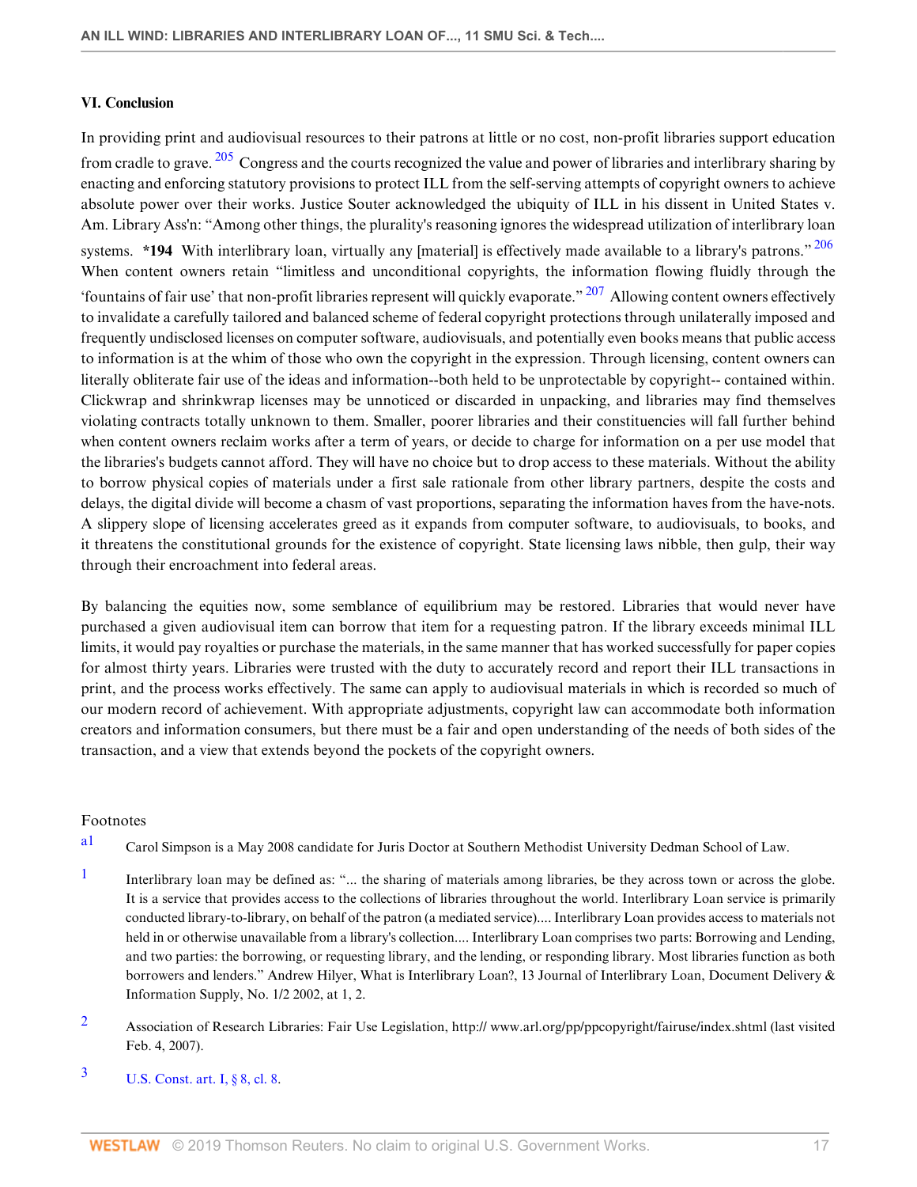### VI. Conclusion

In providing print and audiovisual resources to their patrons at little or no cost, non-profit libraries support education from cradle to grave. [205] Congress and the courts recognized the value and power of libraries and interlibrary sharing by enacting and enforcing statutory provisions to protect ILL from the self-serving attempts of copyright owners to achieve absolute power over their works. Justice Souter acknowledged the ubiquity of ILL in his dissent in United States v. Am. Library Ass'n: "Among other things, the plurality's reasoning ignores the widespread utilization of interlibrary loan systems. **\*194** With interlibrary loan, virtually any [material] is effectively made available to a library's patrons." [206] When content owners retain "limitless and unconditional copyrights, the information flowing fluidly through the 'fountains of fair use' that non-profit libraries represent will quickly evaporate." [207] Allowing content owners effectively to invalidate a carefully tailored and balanced scheme of federal copyright protections through unilaterally imposed and frequently undisclosed licenses on computer software, audiovisuals, and potentially even books means that public access to information is at the whim of those who own the copyright in the expression. Through licensing, content owners can literally obliterate fair use of the ideas and information--both held to be unprotectable by copyright-- contained within. Clickwrap and shrinkwrap licenses may be unnoticed or discarded in unpacking, and libraries may find themselves violating contracts totally unknown to them. Smaller, poorer libraries and their constituencies will fall further behind when content owners reclaim works after a term of years, or decide to charge for information on a per use model that the libraries's budgets cannot afford. They will have no choice but to drop access to these materials. Without the ability to borrow physical copies of materials under a first sale rationale from other library partners, despite the costs and delays, the digital divide will become a chasm of vast proportions, separating the information haves from the have-nots. A slippery slope of licensing accelerates greed as it expands from computer software, to audiovisuals, to books, and it threatens the constitutional grounds for the existence of copyright. State licensing laws nibble, then gulp, their way through their encroachment into federal areas.

By balancing the equities now, some semblance of equilibrium may be restored. Libraries that would never have purchased a given audiovisual item can borrow that item for a requesting patron. If the library exceeds minimal ILL limits, it would pay royalties or purchase the materials, in the same manner that has worked successfully for paper copies for almost thirty years. Libraries were trusted with the duty to accurately record and report their ILL transactions in print, and the process works effectively. The same can apply to audiovisual materials in which is recorded so much of our modern record of achievement. With appropriate adjustments, copyright law can accommodate both information creators and information consumers, but there must be a fair and open understanding of the needs of both sides of the transaction, and a view that extends beyond the pockets of the copyright owners.

Footnotes

a1 Carol Simpson is a May 2008 candidate for Juris Doctor at Southern Methodist University Dedman School of Law.

1 Interlibrary loan may be defined as: "... the sharing of materials among libraries, be they across town or across the globe. It is a service that provides access to the collections of libraries throughout the world. Interlibrary Loan service is primarily conducted library-to-library, on behalf of the patron (a mediated service).... Interlibrary Loan provides access to materials not held in or otherwise unavailable from a library's collection.... Interlibrary Loan comprises two parts: Borrowing and Lending, and two parties: the borrowing, or requesting library, and the lending, or responding library. Most libraries function as both borrowers and lenders." Andrew Hilyer, What is Interlibrary Loan?, 13 Journal of Interlibrary Loan, Document Delivery & Information Supply, No. 1/2 2002, at 1, 2.

2 Association of Research Libraries: Fair Use Legislation, http:// www.arl.org/pp/ppcopyright/fairuse/index.shtml (last visited Feb. 4, 2007).

3 U.S. Const. art. I, § 8, cl. 8.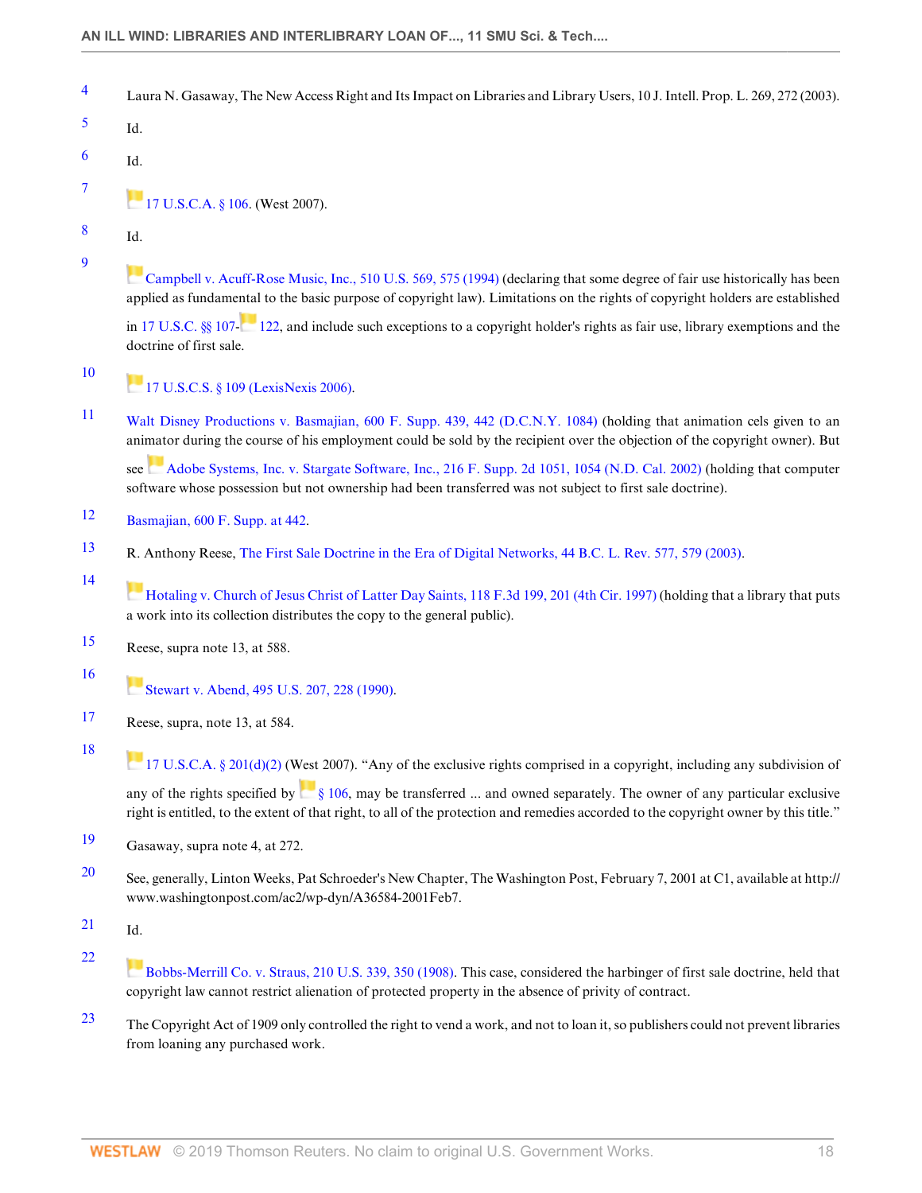4 Laura N. Gasaway, The New Access Right and Its Impact on Libraries and Library Users, 10 J. Intell. Prop. L. 269, 272 (2003).

5 Id.

6 Id.

7 17 U.S.C.A. § 106. (West 2007).

8 Id.

9 Campbell v. Acuff-Rose Music, Inc., 510 U.S. 569, 575 (1994) (declaring that some degree of fair use historically has been applied as fundamental to the basic purpose of copyright law). Limitations on the rights of copyright holders are established in 17 U.S.C. §§ 107-122, and include such exceptions to a copyright holder's rights as fair use, library exemptions and the doctrine of first sale.

10 17 U.S.C.S. § 109 (LexisNexis 2006).

11 Walt Disney Productions v. Basmajian, 600 F. Supp. 439, 442 (D.C.N.Y. 1084) (holding that animation cels given to an animator during the course of his employment could be sold by the recipient over the objection of the copyright owner). But see Adobe Systems, Inc. v. Stargate Software, Inc., 216 F. Supp. 2d 1051, 1054 (N.D. Cal. 2002) (holding that computer software whose possession but not ownership had been transferred was not subject to first sale doctrine).

12 Basmajian, 600 F. Supp. at 442.

13 R. Anthony Reese, The First Sale Doctrine in the Era of Digital Networks, 44 B.C. L. Rev. 577, 579 (2003).

14 Hotaling v. Church of Jesus Christ of Latter Day Saints, 118 F.3d 199, 201 (4th Cir. 1997) (holding that a library that puts a work into its collection distributes the copy to the general public).

15 Reese, supra note 13, at 588.

16 Stewart v. Abend, 495 U.S. 207, 228 (1990).

17 Reese, supra, note 13, at 584.

18 17 U.S.C.A. § 201(d)(2) (West 2007). "Any of the exclusive rights comprised in a copyright, including any subdivision of any of the rights specified by § 106, may be transferred ... and owned separately. The owner of any particular exclusive right is entitled, to the extent of that right, to all of the protection and remedies accorded to the copyright owner by this title."

19 Gasaway, supra note 4, at 272.

20 See, generally, Linton Weeks, Pat Schroeder's New Chapter, The Washington Post, February 7, 2001 at C1, available at http://www.washingtonpost.com/ac2/wp-dyn/A36584-2001Feb7.

21 Id.

22 Bobbs-Merrill Co. v. Straus, 210 U.S. 339, 350 (1908). This case, considered the harbinger of first sale doctrine, held that copyright law cannot restrict alienation of protected property in the absence of privity of contract.

23 The Copyright Act of 1909 only controlled the right to vend a work, and not to loan it, so publishers could not prevent libraries from loaning any purchased work.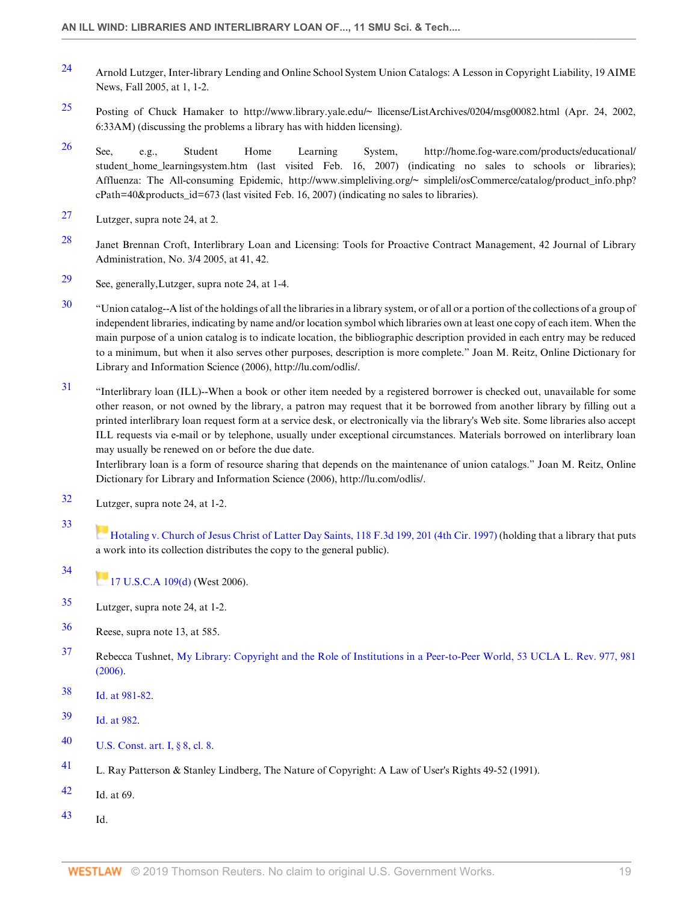24 Arnold Lutzger, Inter-library Lending and Online School System Union Catalogs: A Lesson in Copyright Liability, 19 AIME News, Fall 2005, at 1, 1-2.

25 Posting of Chuck Hamaker to http://www.library.yale.edu/~ llicense/ListArchives/0204/msg00082.html (Apr. 24, 2002, 6:33AM) (discussing the problems a library has with hidden licensing).

26 See, e.g., Student Home Learning System, http://home.fog-ware.com/products/educational/student_home_learningsystem.htm (last visited Feb. 16, 2007) (indicating no sales to schools or libraries); Affluenza: The All-consuming Epidemic, http://www.simpleliving.org/~ simpleli/osCommerce/catalog/product_info.php?cPath=40&products_id=673 (last visited Feb. 16, 2007) (indicating no sales to libraries).

27 Lutzger, supra note 24, at 2.

28 Janet Brennan Croft, Interlibrary Loan and Licensing: Tools for Proactive Contract Management, 42 Journal of Library Administration, No. 3/4 2005, at 41, 42.

29 See, generally,Lutzger, supra note 24, at 1-4.

30 "Union catalog--A list of the holdings of all the libraries in a library system, or of all or a portion of the collections of a group of independent libraries, indicating by name and/or location symbol which libraries own at least one copy of each item. When the main purpose of a union catalog is to indicate location, the bibliographic description provided in each entry may be reduced to a minimum, but when it also serves other purposes, description is more complete." Joan M. Reitz, Online Dictionary for Library and Information Science (2006), http://lu.com/odlis/.

31 "Interlibrary loan (ILL)--When a book or other item needed by a registered borrower is checked out, unavailable for some other reason, or not owned by the library, a patron may request that it be borrowed from another library by filling out a printed interlibrary loan request form at a service desk, or electronically via the library's Web site. Some libraries also accept ILL requests via e-mail or by telephone, usually under exceptional circumstances. Materials borrowed on interlibrary loan may usually be renewed on or before the due date.
Interlibrary loan is a form of resource sharing that depends on the maintenance of union catalogs." Joan M. Reitz, Online Dictionary for Library and Information Science (2006), http://lu.com/odlis/.

32 Lutzger, supra note 24, at 1-2.

33 Hotaling v. Church of Jesus Christ of Latter Day Saints, 118 F.3d 199, 201 (4th Cir. 1997) (holding that a library that puts a work into its collection distributes the copy to the general public).

34 17 U.S.C.A 109(d) (West 2006).

35 Lutzger, supra note 24, at 1-2.

36 Reese, supra note 13, at 585.

37 Rebecca Tushnet, My Library: Copyright and the Role of Institutions in a Peer-to-Peer World, 53 UCLA L. Rev. 977, 981 (2006).

38 Id. at 981-82.

39 Id. at 982.

40 U.S. Const. art. I, § 8, cl. 8.

41 L. Ray Patterson & Stanley Lindberg, The Nature of Copyright: A Law of User's Rights 49-52 (1991).

42 Id. at 69.

43 Id.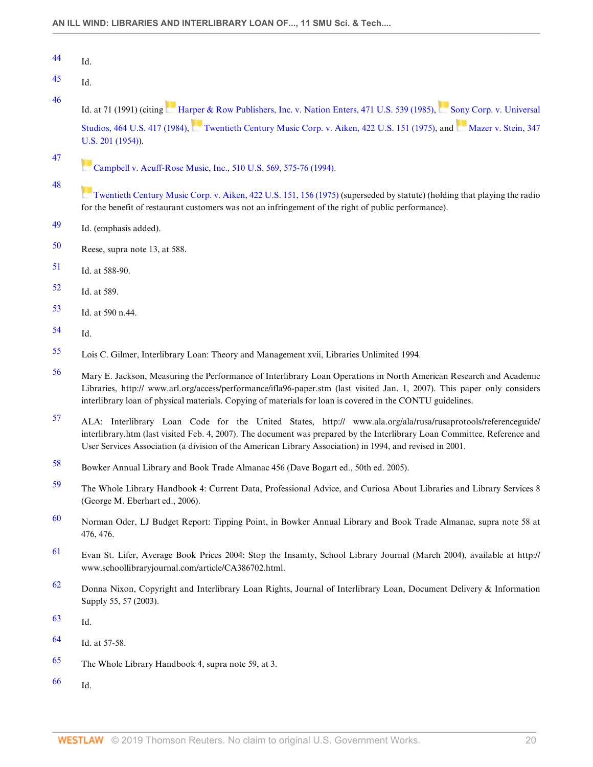44 Id.

45 Id.

46 Id. at 71 (1991) (citing Harper & Row Publishers, Inc. v. Nation Enters, 471 U.S. 539 (1985), Sony Corp. v. Universal Studios, 464 U.S. 417 (1984), Twentieth Century Music Corp. v. Aiken, 422 U.S. 151 (1975), and Mazer v. Stein, 347 U.S. 201 (1954)).

47 Campbell v. Acuff-Rose Music, Inc., 510 U.S. 569, 575-76 (1994).

48 Twentieth Century Music Corp. v. Aiken, 422 U.S. 151, 156 (1975) (superseded by statute) (holding that playing the radio for the benefit of restaurant customers was not an infringement of the right of public performance).

49 Id. (emphasis added).

50 Reese, supra note 13, at 588.

51 Id. at 588-90.

52 Id. at 589.

53 Id. at 590 n.44.

54 Id.

55 Lois C. Gilmer, Interlibrary Loan: Theory and Management xvii, Libraries Unlimited 1994.

56 Mary E. Jackson, Measuring the Performance of Interlibrary Loan Operations in North American Research and Academic Libraries, http:// www.arl.org/access/performance/ifla96-paper.stm (last visited Jan. 1, 2007). This paper only considers interlibrary loan of physical materials. Copying of materials for loan is covered in the CONTU guidelines.

57 ALA: Interlibrary Loan Code for the United States, http:// www.ala.org/ala/rusa/rusaprotools/referenceguide/interlibrary.htm (last visited Feb. 4, 2007). The document was prepared by the Interlibrary Loan Committee, Reference and User Services Association (a division of the American Library Association) in 1994, and revised in 2001.

58 Bowker Annual Library and Book Trade Almanac 456 (Dave Bogart ed., 50th ed. 2005).

59 The Whole Library Handbook 4: Current Data, Professional Advice, and Curiosa About Libraries and Library Services 8 (George M. Eberhart ed., 2006).

60 Norman Oder, LJ Budget Report: Tipping Point, in Bowker Annual Library and Book Trade Almanac, supra note 58 at 476, 476.

61 Evan St. Lifer, Average Book Prices 2004: Stop the Insanity, School Library Journal (March 2004), available at http:// www.schoollibraryjournal.com/article/CA386702.html.

62 Donna Nixon, Copyright and Interlibrary Loan Rights, Journal of Interlibrary Loan, Document Delivery & Information Supply 55, 57 (2003).

63 Id.

64 Id. at 57-58.

65 The Whole Library Handbook 4, supra note 59, at 3.

66 Id.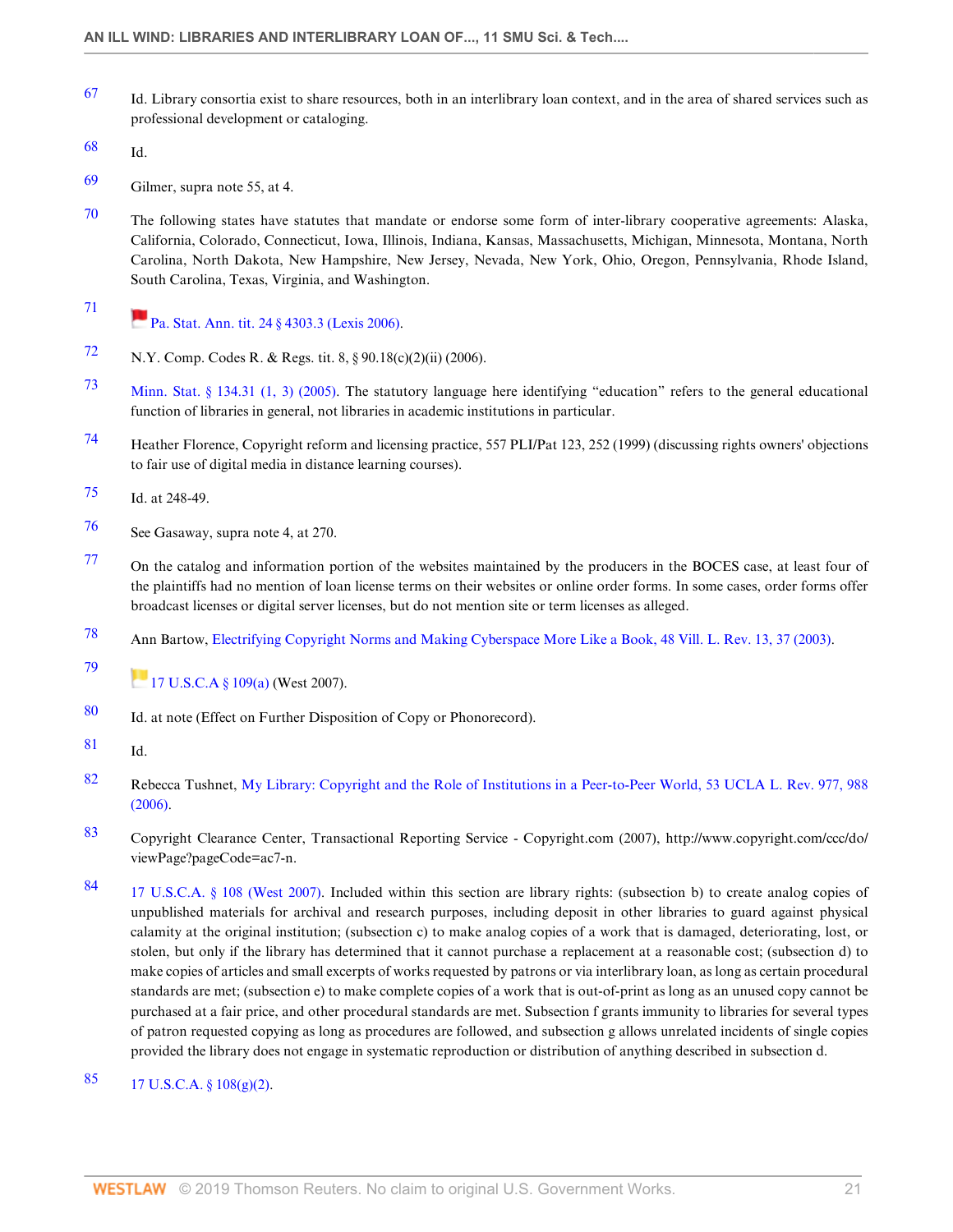67 Id. Library consortia exist to share resources, both in an interlibrary loan context, and in the area of shared services such as professional development or cataloging.

68 Id.

69 Gilmer, supra note 55, at 4.

70 The following states have statutes that mandate or endorse some form of inter-library cooperative agreements: Alaska, California, Colorado, Connecticut, Iowa, Illinois, Indiana, Kansas, Massachusetts, Michigan, Minnesota, Montana, North Carolina, North Dakota, New Hampshire, New Jersey, Nevada, New York, Ohio, Oregon, Pennsylvania, Rhode Island, South Carolina, Texas, Virginia, and Washington.

71 Pa. Stat. Ann. tit. 24 § 4303.3 (Lexis 2006).

72 N.Y. Comp. Codes R. & Regs. tit. 8, § 90.18(c)(2)(ii) (2006).

73 Minn. Stat. § 134.31 (1, 3) (2005). The statutory language here identifying "education" refers to the general educational function of libraries in general, not libraries in academic institutions in particular.

74 Heather Florence, Copyright reform and licensing practice, 557 PLI/Pat 123, 252 (1999) (discussing rights owners' objections to fair use of digital media in distance learning courses).

75 Id. at 248-49.

76 See Gasaway, supra note 4, at 270.

77 On the catalog and information portion of the websites maintained by the producers in the BOCES case, at least four of the plaintiffs had no mention of loan license terms on their websites or online order forms. In some cases, order forms offer broadcast licenses or digital server licenses, but do not mention site or term licenses as alleged.

78 Ann Bartow, Electrifying Copyright Norms and Making Cyberspace More Like a Book, 48 Vill. L. Rev. 13, 37 (2003).

79 17 U.S.C.A § 109(a) (West 2007).

80 Id. at note (Effect on Further Disposition of Copy or Phonorecord).

81 Id.

82 Rebecca Tushnet, My Library: Copyright and the Role of Institutions in a Peer-to-Peer World, 53 UCLA L. Rev. 977, 988 (2006).

83 Copyright Clearance Center, Transactional Reporting Service - Copyright.com (2007), http://www.copyright.com/ccc/do/viewPage?pageCode=ac7-n.

84 17 U.S.C.A. § 108 (West 2007). Included within this section are library rights: (subsection b) to create analog copies of unpublished materials for archival and research purposes, including deposit in other libraries to guard against physical calamity at the original institution; (subsection c) to make analog copies of a work that is damaged, deteriorating, lost, or stolen, but only if the library has determined that it cannot purchase a replacement at a reasonable cost; (subsection d) to make copies of articles and small excerpts of works requested by patrons or via interlibrary loan, as long as certain procedural standards are met; (subsection e) to make complete copies of a work that is out-of-print as long as an unused copy cannot be purchased at a fair price, and other procedural standards are met. Subsection f grants immunity to libraries for several types of patron requested copying as long as procedures are followed, and subsection g allows unrelated incidents of single copies provided the library does not engage in systematic reproduction or distribution of anything described in subsection d.

85 17 U.S.C.A. § 108(g)(2).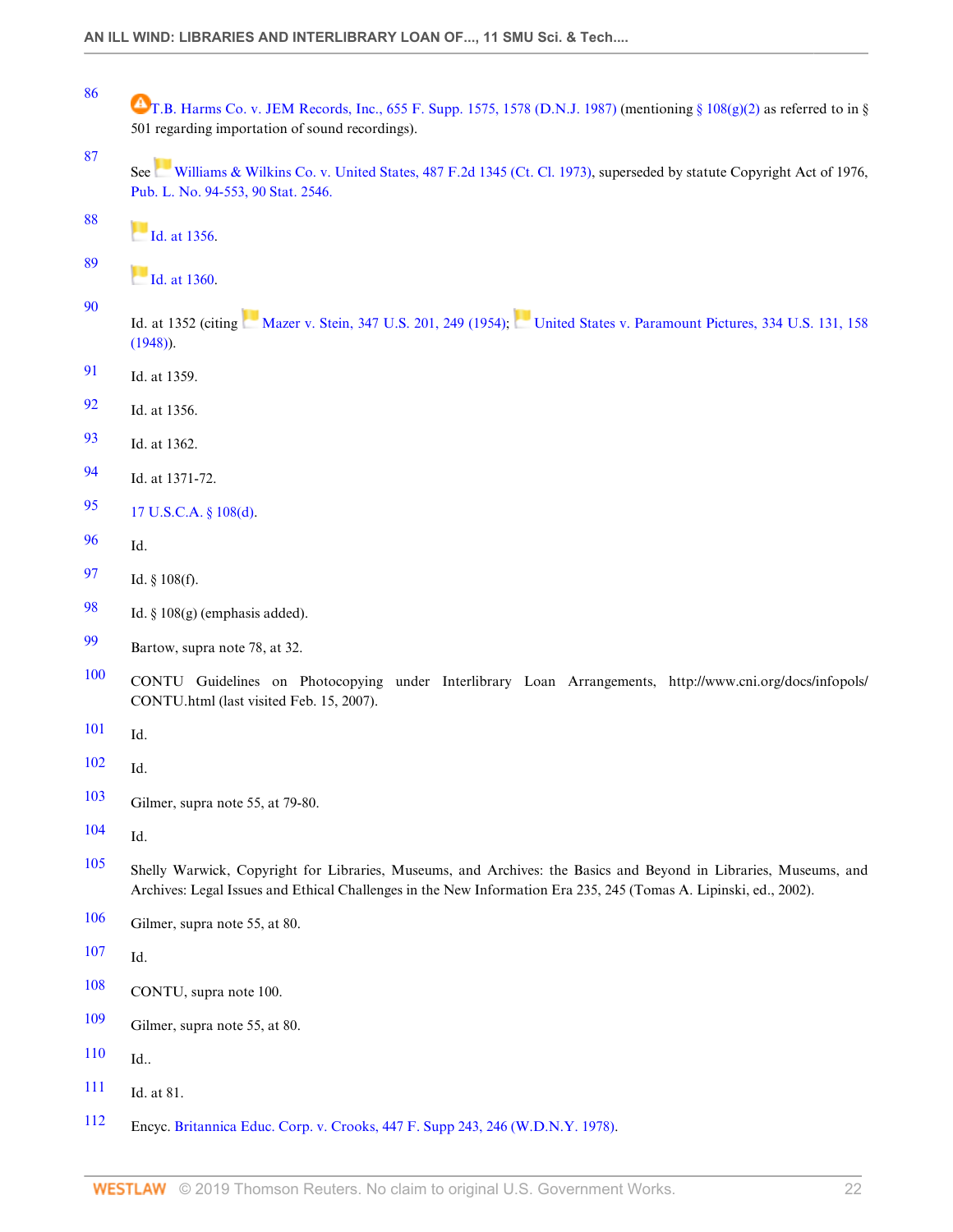86 T.B. Harms Co. v. JEM Records, Inc., 655 F. Supp. 1575, 1578 (D.N.J. 1987) (mentioning § 108(g)(2) as referred to in § 501 regarding importation of sound recordings).

87 See Williams & Wilkins Co. v. United States, 487 F.2d 1345 (Ct. Cl. 1973), superseded by statute Copyright Act of 1976, Pub. L. No. 94-553, 90 Stat. 2546.

88 Id. at 1356.

89 Id. at 1360.

90 Id. at 1352 (citing Mazer v. Stein, 347 U.S. 201, 249 (1954); United States v. Paramount Pictures, 334 U.S. 131, 158 (1948)).

91 Id. at 1359.

92 Id. at 1356.

93 Id. at 1362.

94 Id. at 1371-72.

95 17 U.S.C.A. § 108(d).

96 Id.

97 Id. § 108(f).

98 Id. § 108(g) (emphasis added).

99 Bartow, supra note 78, at 32.

100 CONTU Guidelines on Photocopying under Interlibrary Loan Arrangements, http://www.cni.org/docs/infopols/CONTU.html (last visited Feb. 15, 2007).

101 Id.

102 Id.

103 Gilmer, supra note 55, at 79-80.

104 Id.

105 Shelly Warwick, Copyright for Libraries, Museums, and Archives: the Basics and Beyond in Libraries, Museums, and Archives: Legal Issues and Ethical Challenges in the New Information Era 235, 245 (Tomas A. Lipinski, ed., 2002).

106 Gilmer, supra note 55, at 80.

107 Id.

108 CONTU, supra note 100.

109 Gilmer, supra note 55, at 80.

110 Id..

111 Id. at 81.

112 Encyc. Britannica Educ. Corp. v. Crooks, 447 F. Supp 243, 246 (W.D.N.Y. 1978).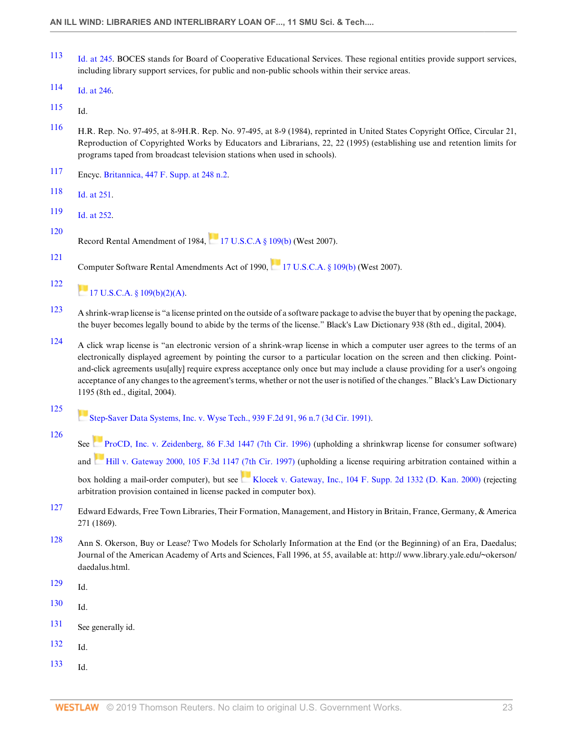113 Id. at 245. BOCES stands for Board of Cooperative Educational Services. These regional entities provide support services, including library support services, for public and non-public schools within their service areas.

114 Id. at 246.

115 Id.

116 H.R. Rep. No. 97-495, at 8-9H.R. Rep. No. 97-495, at 8-9 (1984), reprinted in United States Copyright Office, Circular 21, Reproduction of Copyrighted Works by Educators and Librarians, 22, 22 (1995) (establishing use and retention limits for programs taped from broadcast television stations when used in schools).

117 Encyc. Britannica, 447 F. Supp. at 248 n.2.

118 Id. at 251.

119 Id. at 252.

120 Record Rental Amendment of 1984, 17 U.S.C.A § 109(b) (West 2007).

121 Computer Software Rental Amendments Act of 1990, 17 U.S.C.A. § 109(b) (West 2007).

122 17 U.S.C.A. § 109(b)(2)(A).

123 A shrink-wrap license is "a license printed on the outside of a software package to advise the buyer that by opening the package, the buyer becomes legally bound to abide by the terms of the license." Black's Law Dictionary 938 (8th ed., digital, 2004).

124 A click wrap license is "an electronic version of a shrink-wrap license in which a computer user agrees to the terms of an electronically displayed agreement by pointing the cursor to a particular location on the screen and then clicking. Point-and-click agreements usu[ally] require express acceptance only once but may include a clause providing for a user's ongoing acceptance of any changes to the agreement's terms, whether or not the user is notified of the changes." Black's Law Dictionary 1195 (8th ed., digital, 2004).

125 Step-Saver Data Systems, Inc. v. Wyse Tech., 939 F.2d 91, 96 n.7 (3d Cir. 1991).

126 See ProCD, Inc. v. Zeidenberg, 86 F.3d 1447 (7th Cir. 1996) (upholding a shrinkwrap license for consumer software) and Hill v. Gateway 2000, 105 F.3d 1147 (7th Cir. 1997) (upholding a license requiring arbitration contained within a box holding a mail-order computer), but see Klocek v. Gateway, Inc., 104 F. Supp. 2d 1332 (D. Kan. 2000) (rejecting arbitration provision contained in license packed in computer box).

127 Edward Edwards, Free Town Libraries, Their Formation, Management, and History in Britain, France, Germany, & America 271 (1869).

128 Ann S. Okerson, Buy or Lease? Two Models for Scholarly Information at the End (or the Beginning) of an Era, Daedalus; Journal of the American Academy of Arts and Sciences, Fall 1996, at 55, available at: http:// www.library.yale.edu/~okerson/daedalus.html.

129 Id.

130 Id.

131 See generally id.

132 Id.

133 Id.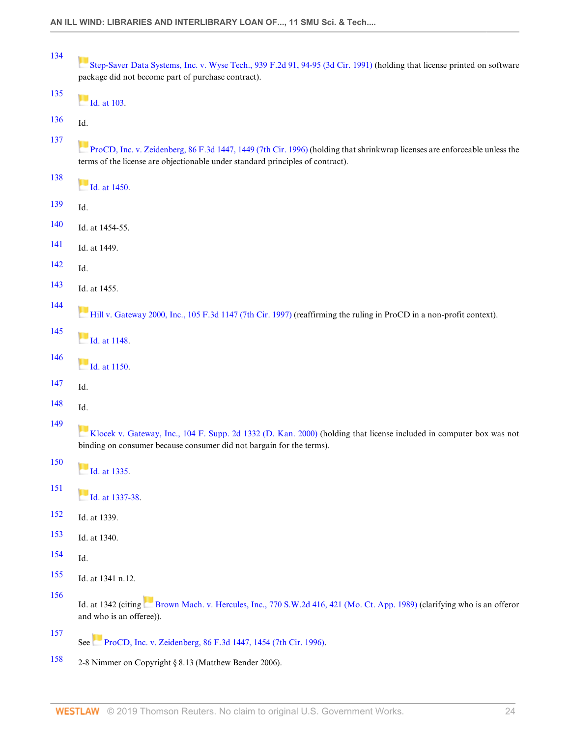134 Step-Saver Data Systems, Inc. v. Wyse Tech., 939 F.2d 91, 94-95 (3d Cir. 1991) (holding that license printed on software package did not become part of purchase contract).

135 Id. at 103.

136 Id.

137 ProCD, Inc. v. Zeidenberg, 86 F.3d 1447, 1449 (7th Cir. 1996) (holding that shrinkwrap licenses are enforceable unless the terms of the license are objectionable under standard principles of contract).

138 Id. at 1450.

139 Id.

140 Id. at 1454-55.

141 Id. at 1449.

142 Id.

143 Id. at 1455.

144 Hill v. Gateway 2000, Inc., 105 F.3d 1147 (7th Cir. 1997) (reaffirming the ruling in ProCD in a non-profit context).

145 Id. at 1148.

146 Id. at 1150.

147 Id.

148 Id.

149 Klocek v. Gateway, Inc., 104 F. Supp. 2d 1332 (D. Kan. 2000) (holding that license included in computer box was not binding on consumer because consumer did not bargain for the terms).

150 Id. at 1335.

151 Id. at 1337-38.

152 Id. at 1339.

153 Id. at 1340.

154 Id.

155 Id. at 1341 n.12.

156 Id. at 1342 (citing Brown Mach. v. Hercules, Inc., 770 S.W.2d 416, 421 (Mo. Ct. App. 1989) (clarifying who is an offeror and who is an offeree)).

157 See ProCD, Inc. v. Zeidenberg, 86 F.3d 1447, 1454 (7th Cir. 1996).

158 2-8 Nimmer on Copyright § 8.13 (Matthew Bender 2006).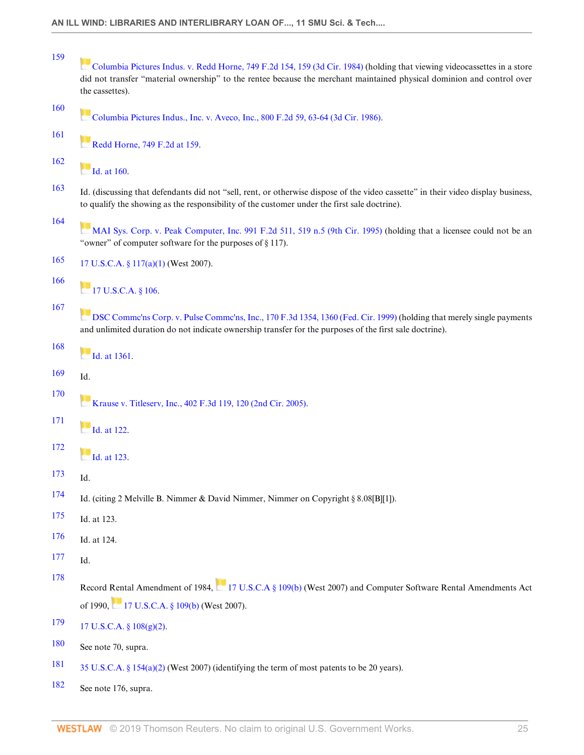159 Columbia Pictures Indus. v. Redd Horne, 749 F.2d 154, 159 (3d Cir. 1984) (holding that viewing videocassettes in a store did not transfer "material ownership" to the rentee because the merchant maintained physical dominion and control over the cassettes).

160 Columbia Pictures Indus., Inc. v. Aveco, Inc., 800 F.2d 59, 63-64 (3d Cir. 1986).

161 Redd Horne, 749 F.2d at 159.

162 Id. at 160.

163 Id. (discussing that defendants did not "sell, rent, or otherwise dispose of the video cassette" in their video display business, to qualify the showing as the responsibility of the customer under the first sale doctrine).

164 MAI Sys. Corp. v. Peak Computer, Inc. 991 F.2d 511, 519 n.5 (9th Cir. 1995) (holding that a licensee could not be an "owner" of computer software for the purposes of § 117).

165 17 U.S.C.A. § 117(a)(1) (West 2007).

166 17 U.S.C.A. § 106.

167 DSC Commc'ns Corp. v. Pulse Commc'ns, Inc., 170 F.3d 1354, 1360 (Fed. Cir. 1999) (holding that merely single payments and unlimited duration do not indicate ownership transfer for the purposes of the first sale doctrine).

168 Id. at 1361.

169 Id.

170 Krause v. Titleserv, Inc., 402 F.3d 119, 120 (2nd Cir. 2005).

171 Id. at 122.

172 Id. at 123.

173 Id.

174 Id. (citing 2 Melville B. Nimmer & David Nimmer, Nimmer on Copyright § 8.08[B][1]).

175 Id. at 123.

176 Id. at 124.

177 Id.

178 Record Rental Amendment of 1984, 17 U.S.C.A § 109(b) (West 2007) and Computer Software Rental Amendments Act of 1990, 17 U.S.C.A. § 109(b) (West 2007).

179 17 U.S.C.A. § 108(g)(2).

180 See note 70, supra.

181 35 U.S.C.A. § 154(a)(2) (West 2007) (identifying the term of most patents to be 20 years).

182 See note 176, supra.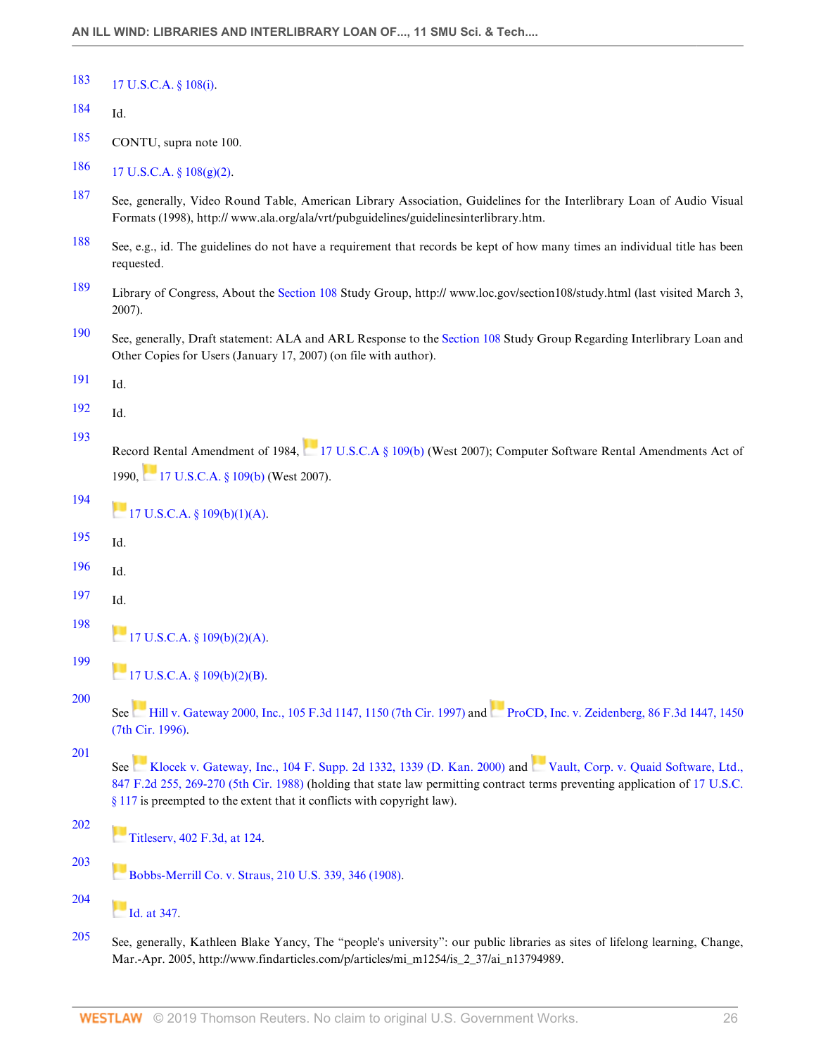183 17 U.S.C.A. § 108(i).

184 Id.

185 CONTU, supra note 100.

186 17 U.S.C.A. § 108(g)(2).

187 See, generally, Video Round Table, American Library Association, Guidelines for the Interlibrary Loan of Audio Visual Formats (1998), http:// www.ala.org/ala/vrt/pubguidelines/guidelinesinterlibrary.htm.

188 See, e.g., id. The guidelines do not have a requirement that records be kept of how many times an individual title has been requested.

189 Library of Congress, About the Section 108 Study Group, http:// www.loc.gov/section108/study.html (last visited March 3, 2007).

190 See, generally, Draft statement: ALA and ARL Response to the Section 108 Study Group Regarding Interlibrary Loan and Other Copies for Users (January 17, 2007) (on file with author).

191 Id.

192 Id.

193 Record Rental Amendment of 1984, 17 U.S.C.A § 109(b) (West 2007); Computer Software Rental Amendments Act of 1990, 17 U.S.C.A. § 109(b) (West 2007).

194 17 U.S.C.A. § 109(b)(1)(A).

195 Id.

196 Id.

197 Id.

198 17 U.S.C.A. § 109(b)(2)(A).

199 17 U.S.C.A. § 109(b)(2)(B).

200 See Hill v. Gateway 2000, Inc., 105 F.3d 1147, 1150 (7th Cir. 1997) and ProCD, Inc. v. Zeidenberg, 86 F.3d 1447, 1450 (7th Cir. 1996).

201 See Klocek v. Gateway, Inc., 104 F. Supp. 2d 1332, 1339 (D. Kan. 2000) and Vault, Corp. v. Quaid Software, Ltd., 847 F.2d 255, 269-270 (5th Cir. 1988) (holding that state law permitting contract terms preventing application of 17 U.S.C. § 117 is preempted to the extent that it conflicts with copyright law).

202 Titleserv, 402 F.3d, at 124.

203 Bobbs-Merrill Co. v. Straus, 210 U.S. 339, 346 (1908).

204 Id. at 347.

205 See, generally, Kathleen Blake Yancy, The "people's university": our public libraries as sites of lifelong learning, Change, Mar.-Apr. 2005, http://www.findarticles.com/p/articles/mi_m1254/is_2_37/ai_n13794989.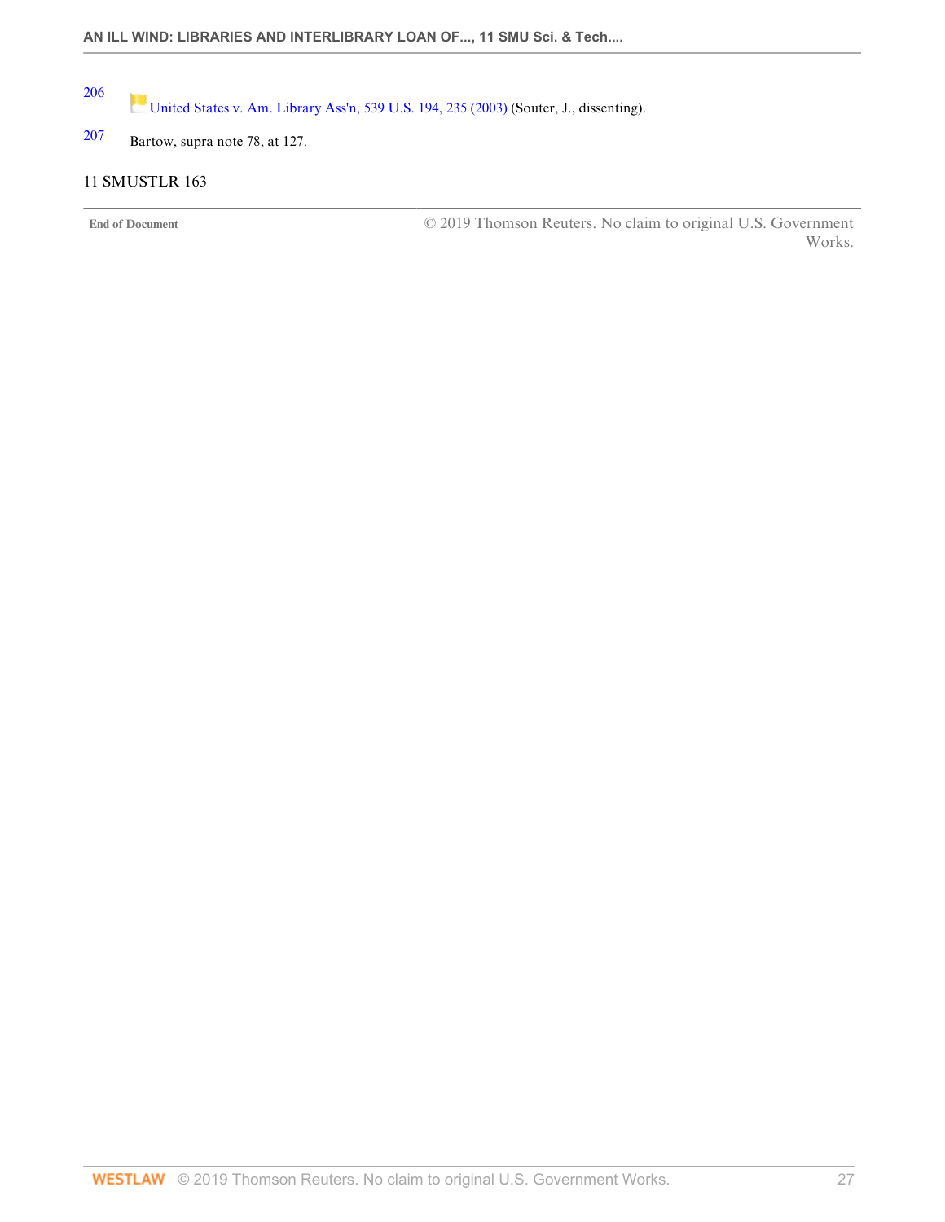206 United States v. Am. Library Ass'n, 539 U.S. 194, 235 (2003) (Souter, J., dissenting).

207 Bartow, supra note 78, at 127.

11 SMUSTLR 163

End of Document © 2019 Thomson Reuters. No claim to original U.S. Government Works.